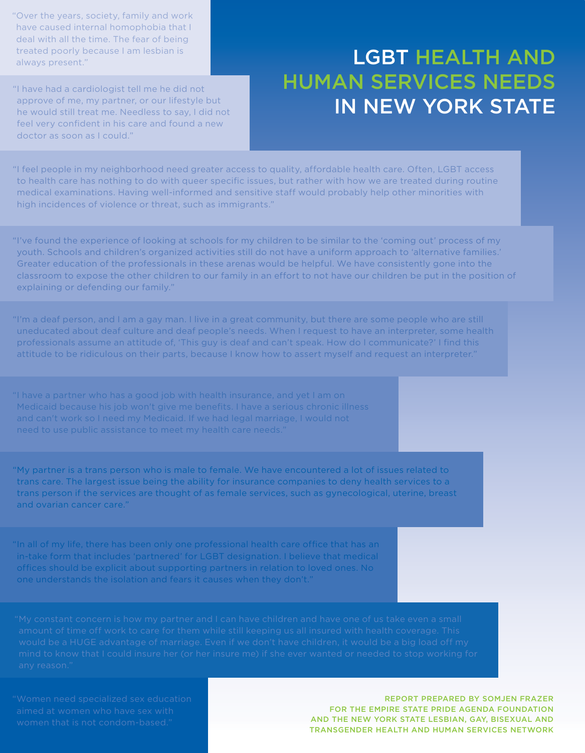# LGBT HEALTH AND HUMAN SERVICES NEEDS IN NEW YORK STATE

"Over the years, society, family and work have caused internal homophobia that I deal with all the time. The fear of being treated poorly because I am lesbian is always present."

"I have had a cardiologist tell me he did not approve of me, my partner, or our lifestyle but he would still treat me. Needless to say, I did not feel very confident in his care and found a new doctor as soon as I could."

"I feel people in my neighborhood need greater access to quality, affordable health care. Often, LGBT access to health care has nothing to do with queer specific issues, but rather with how we are treated during routine medical examinations. Having well-informed and sensitive staff would probably help other minorities with high incidences of violence or threat, such as immigrants."

"I've found the experience of looking at schools for my children to be similar to the 'coming out' process of my youth. Schools and children's organized activities still do not have a uniform approach to 'alternative families.' Greater education of the professionals in these arenas would be helpful. We have consistently gone into the classroom to expose the other children to our family in an effort to not have our children be put in the position of explaining or defending our family."

"I'm a deaf person, and I am a gay man. I live in a great community, but there are some people who are still uneducated about deaf culture and deaf people's needs. When I request to have an interpreter, some health professionals assume an attitude of, 'This guy is deaf and can't speak. How do I communicate?' I find this attitude to be ridiculous on their parts, because I know how to assert myself and request an interpreter."

"I have a partner who has a good job with health insurance, and yet I am on Medicaid because his job won't give me benefits. I have a serious chronic illness and can't work so I need my Medicaid. If we had legal marriage, I would not need to use public assistance to meet my health care needs."

"My partner is a trans person who is male to female. We have encountered a lot of issues related to trans care. The largest issue being the ability for insurance companies to deny health services to a trans person if the services are thought of as female services, such as gynecological, uterine, breast and ovarian cancer care."

"In all of my life, there has been only one professional health care office that has an in-take form that includes 'partnered' for LGBT designation. I believe that medical offices should be explicit about supporting partners in relation to loved ones. No one understands the isolation and fears it causes when they don't."

"My constant concern is how my partner and I can have children and have one of us take even a small amount of time off work to care for them while still keeping us all insured with health coverage. This would be a HUGE advantage of marriage. Even if we don't have children, it would be a big load off my mind to know that I could insure her (or her insure me) if she ever wanted or needed to stop working for any reason."

"Women need specialized sex education aimed at women who have sex with women that is not condom-based."

REPORT PREPARED BY SOMJEN FRAZER FOR THE EMPIRE STATE PRIDE AGENDA FOUNDATION AND THE NEW YORK STATE LESBIAN, GAY, BISEXUAL AND TRANSGENDER HEALTH AND HUMAN SERVICES NETWORK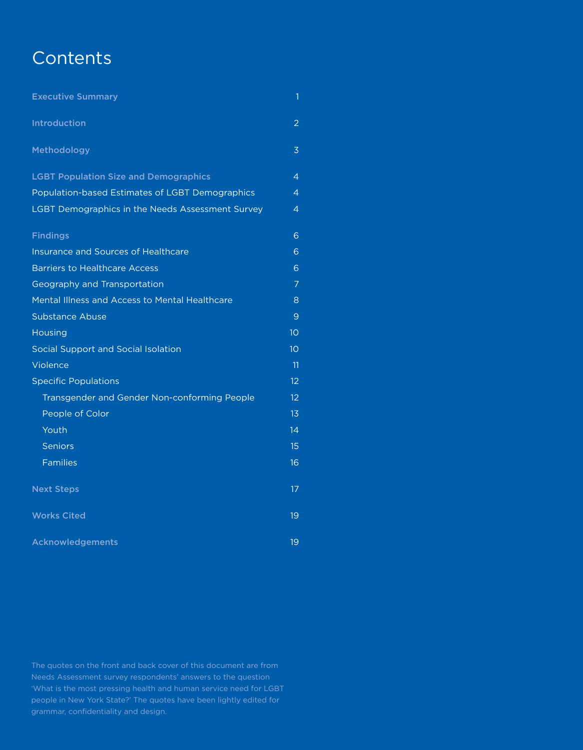# Contents

| | |
|---|---|
| **Executive Summary** | 1 |
| **Introduction** | 2 |
| **Methodology** | 3 |
| **LGBT Population Size and Demographics** | 4 |
| Population-based Estimates of LGBT Demographics | 4 |
| LGBT Demographics in the Needs Assessment Survey | 4 |
| **Findings** | 6 |
| Insurance and Sources of Healthcare | 6 |
| Barriers to Healthcare Access | 6 |
| Geography and Transportation | 7 |
| Mental Illness and Access to Mental Healthcare | 8 |
| Substance Abuse | 9 |
| Housing | 10 |
| Social Support and Social Isolation | 10 |
| Violence | 11 |
| Specific Populations | 12 |
| Transgender and Gender Non-conforming People | 12 |
| People of Color | 13 |
| Youth | 14 |
| Seniors | 15 |
| Families | 16 |
| **Next Steps** | 17 |
| **Works Cited** | 19 |
| **Acknowledgements** | 19 |

The quotes on the front and back cover of this document are from Needs Assessment survey respondents' answers to the question 'What is the most pressing health and human service need for LGBT people in New York State?' The quotes have been lightly edited for grammar, confidentiality and design.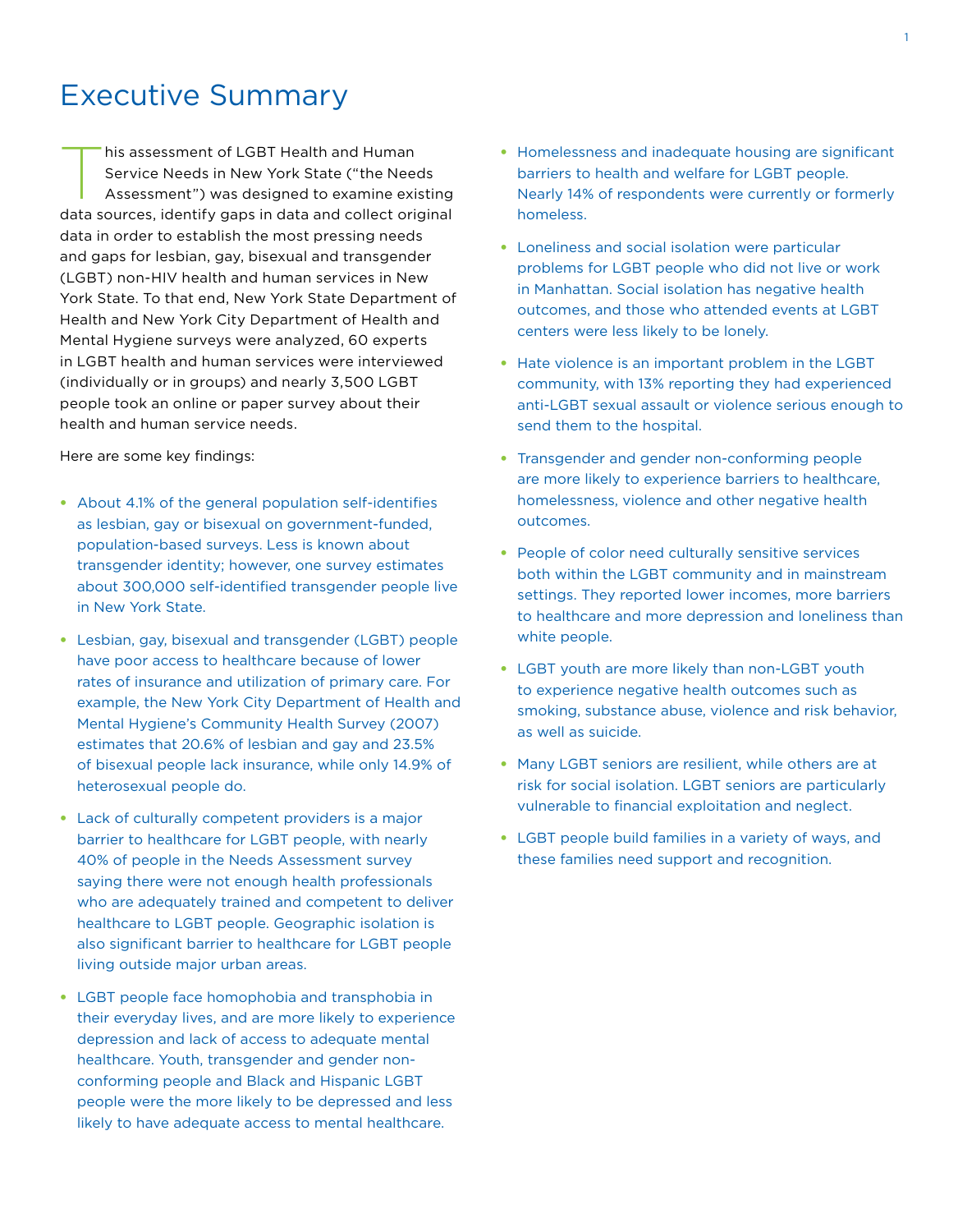# Executive Summary

This assessment of LGBT Health and Human Service Needs in New York State ("the Needs Assessment") was designed to examine existing data sources, identify gaps in data and collect original data in order to establish the most pressing needs and gaps for lesbian, gay, bisexual and transgender (LGBT) non-HIV health and human services in New York State. To that end, New York State Department of Health and New York City Department of Health and Mental Hygiene surveys were analyzed, 60 experts in LGBT health and human services were interviewed (individually or in groups) and nearly 3,500 LGBT people took an online or paper survey about their health and human service needs.

Here are some key findings:

- About 4.1% of the general population self-identifies as lesbian, gay or bisexual on government-funded, population-based surveys. Less is known about transgender identity; however, one survey estimates about 300,000 self-identified transgender people live in New York State.
- Lesbian, gay, bisexual and transgender (LGBT) people have poor access to healthcare because of lower rates of insurance and utilization of primary care. For example, the New York City Department of Health and Mental Hygiene's Community Health Survey (2007) estimates that 20.6% of lesbian and gay and 23.5% of bisexual people lack insurance, while only 14.9% of heterosexual people do.
- Lack of culturally competent providers is a major barrier to healthcare for LGBT people, with nearly 40% of people in the Needs Assessment survey saying there were not enough health professionals who are adequately trained and competent to deliver healthcare to LGBT people. Geographic isolation is also significant barrier to healthcare for LGBT people living outside major urban areas.
- LGBT people face homophobia and transphobia in their everyday lives, and are more likely to experience depression and lack of access to adequate mental healthcare. Youth, transgender and gender non-conforming people and Black and Hispanic LGBT people were the more likely to be depressed and less likely to have adequate access to mental healthcare.
- Homelessness and inadequate housing are significant barriers to health and welfare for LGBT people. Nearly 14% of respondents were currently or formerly homeless.
- Loneliness and social isolation were particular problems for LGBT people who did not live or work in Manhattan. Social isolation has negative health outcomes, and those who attended events at LGBT centers were less likely to be lonely.
- Hate violence is an important problem in the LGBT community, with 13% reporting they had experienced anti-LGBT sexual assault or violence serious enough to send them to the hospital.
- Transgender and gender non-conforming people are more likely to experience barriers to healthcare, homelessness, violence and other negative health outcomes.
- People of color need culturally sensitive services both within the LGBT community and in mainstream settings. They reported lower incomes, more barriers to healthcare and more depression and loneliness than white people.
- LGBT youth are more likely than non-LGBT youth to experience negative health outcomes such as smoking, substance abuse, violence and risk behavior, as well as suicide.
- Many LGBT seniors are resilient, while others are at risk for social isolation. LGBT seniors are particularly vulnerable to financial exploitation and neglect.
- LGBT people build families in a variety of ways, and these families need support and recognition.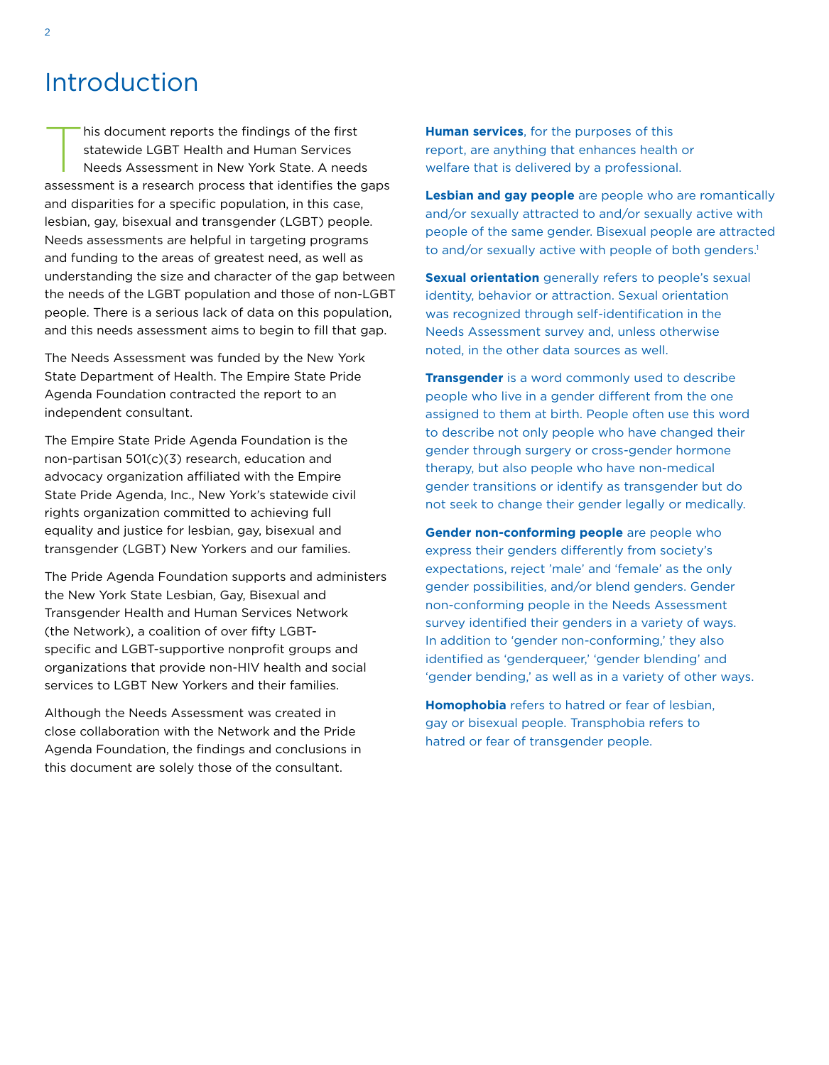# Introduction

This document reports the findings of the first statewide LGBT Health and Human Services Needs Assessment in New York State. A needs assessment is a research process that identifies the gaps and disparities for a specific population, in this case, lesbian, gay, bisexual and transgender (LGBT) people. Needs assessments are helpful in targeting programs and funding to the areas of greatest need, as well as understanding the size and character of the gap between the needs of the LGBT population and those of non-LGBT people. There is a serious lack of data on this population, and this needs assessment aims to begin to fill that gap.

The Needs Assessment was funded by the New York State Department of Health. The Empire State Pride Agenda Foundation contracted the report to an independent consultant.

The Empire State Pride Agenda Foundation is the non-partisan 501(c)(3) research, education and advocacy organization affiliated with the Empire State Pride Agenda, Inc., New York's statewide civil rights organization committed to achieving full equality and justice for lesbian, gay, bisexual and transgender (LGBT) New Yorkers and our families.

The Pride Agenda Foundation supports and administers the New York State Lesbian, Gay, Bisexual and Transgender Health and Human Services Network (the Network), a coalition of over fifty LGBT-specific and LGBT-supportive nonprofit groups and organizations that provide non-HIV health and social services to LGBT New Yorkers and their families.

Although the Needs Assessment was created in close collaboration with the Network and the Pride Agenda Foundation, the findings and conclusions in this document are solely those of the consultant.

**Human services**, for the purposes of this report, are anything that enhances health or welfare that is delivered by a professional.

**Lesbian and gay people** are people who are romantically and/or sexually attracted to and/or sexually active with people of the same gender. Bisexual people are attracted to and/or sexually active with people of both genders.[1]

**Sexual orientation** generally refers to people's sexual identity, behavior or attraction. Sexual orientation was recognized through self-identification in the Needs Assessment survey and, unless otherwise noted, in the other data sources as well.

**Transgender** is a word commonly used to describe people who live in a gender different from the one assigned to them at birth. People often use this word to describe not only people who have changed their gender through surgery or cross-gender hormone therapy, but also people who have non-medical gender transitions or identify as transgender but do not seek to change their gender legally or medically.

**Gender non-conforming people** are people who express their genders differently from society's expectations, reject 'male' and 'female' as the only gender possibilities, and/or blend genders. Gender non-conforming people in the Needs Assessment survey identified their genders in a variety of ways. In addition to 'gender non-conforming,' they also identified as 'genderqueer,' 'gender blending' and 'gender bending,' as well as in a variety of other ways.

**Homophobia** refers to hatred or fear of lesbian, gay or bisexual people. Transphobia refers to hatred or fear of transgender people.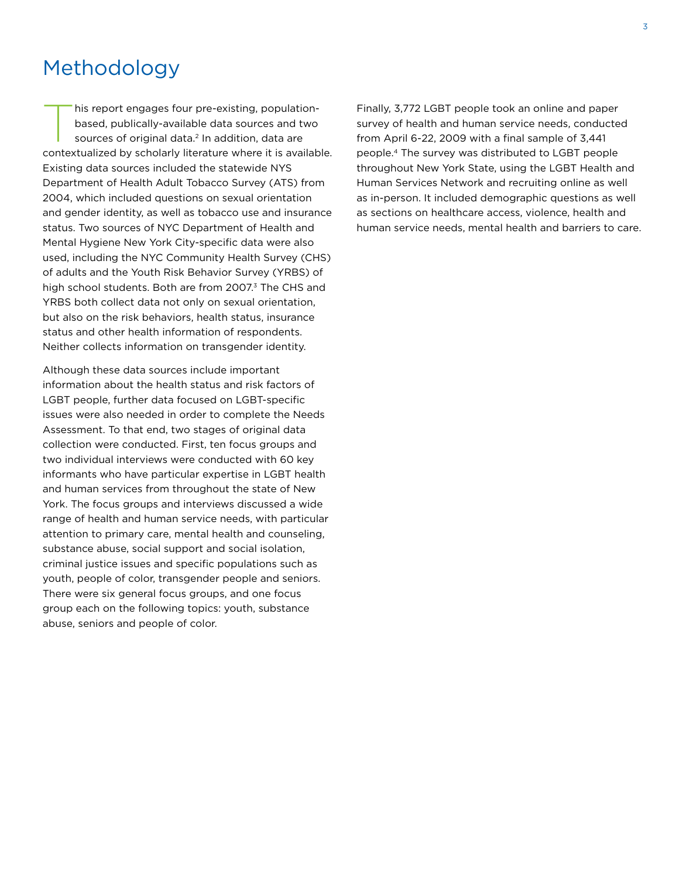# Methodology

This report engages four pre-existing, population-based, publically-available data sources and two sources of original data.[2] In addition, data are contextualized by scholarly literature where it is available. Existing data sources included the statewide NYS Department of Health Adult Tobacco Survey (ATS) from 2004, which included questions on sexual orientation and gender identity, as well as tobacco use and insurance status. Two sources of NYC Department of Health and Mental Hygiene New York City-specific data were also used, including the NYC Community Health Survey (CHS) of adults and the Youth Risk Behavior Survey (YRBS) of high school students. Both are from 2007.[3] The CHS and YRBS both collect data not only on sexual orientation, but also on the risk behaviors, health status, insurance status and other health information of respondents. Neither collects information on transgender identity.

Although these data sources include important information about the health status and risk factors of LGBT people, further data focused on LGBT-specific issues were also needed in order to complete the Needs Assessment. To that end, two stages of original data collection were conducted. First, ten focus groups and two individual interviews were conducted with 60 key informants who have particular expertise in LGBT health and human services from throughout the state of New York. The focus groups and interviews discussed a wide range of health and human service needs, with particular attention to primary care, mental health and counseling, substance abuse, social support and social isolation, criminal justice issues and specific populations such as youth, people of color, transgender people and seniors. There were six general focus groups, and one focus group each on the following topics: youth, substance abuse, seniors and people of color.

Finally, 3,772 LGBT people took an online and paper survey of health and human service needs, conducted from April 6-22, 2009 with a final sample of 3,441 people.[4] The survey was distributed to LGBT people throughout New York State, using the LGBT Health and Human Services Network and recruiting online as well as in-person. It included demographic questions as well as sections on healthcare access, violence, health and human service needs, mental health and barriers to care.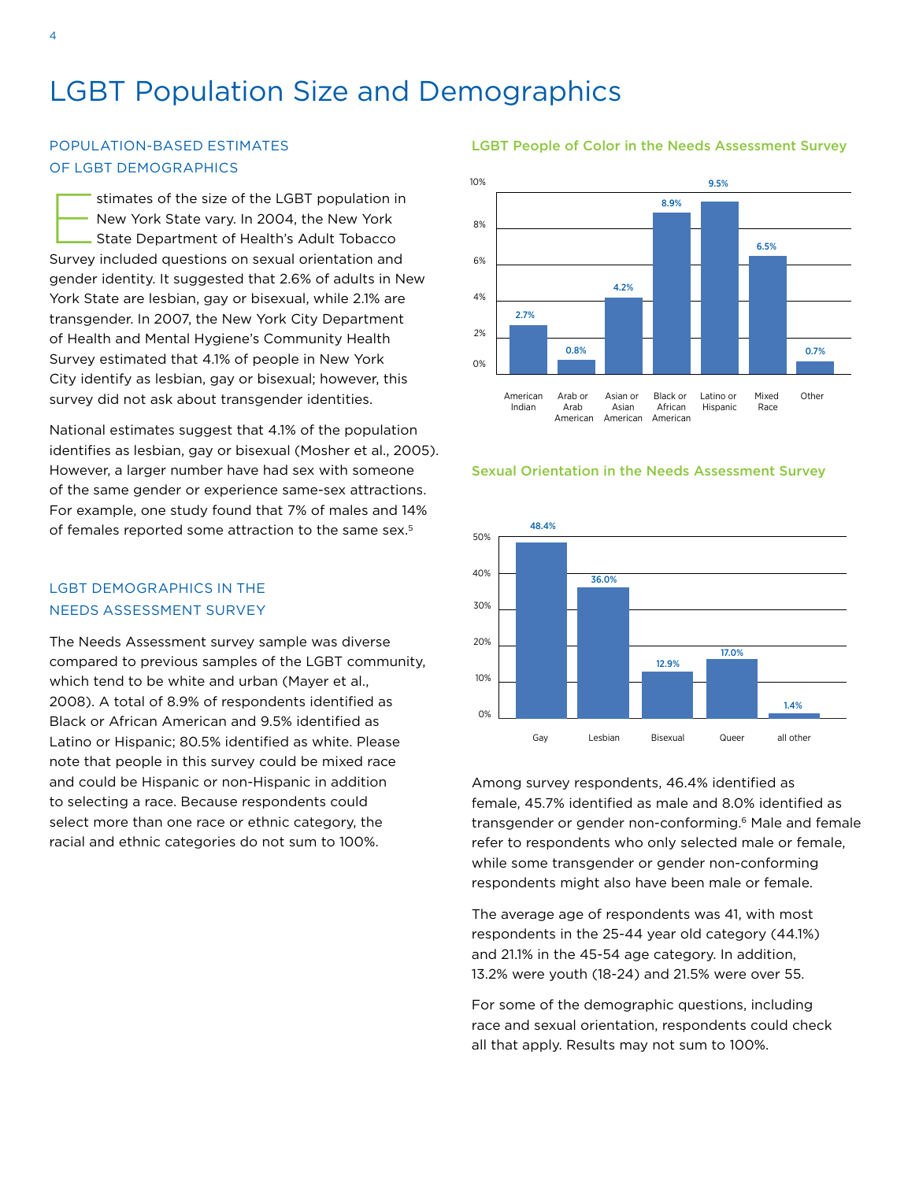# LGBT Population Size and Demographics

## POPULATION-BASED ESTIMATES OF LGBT DEMOGRAPHICS

Estimates of the size of the LGBT population in New York State vary. In 2004, the New York State Department of Health's Adult Tobacco Survey included questions on sexual orientation and gender identity. It suggested that 2.6% of adults in New York State are lesbian, gay or bisexual, while 2.1% are transgender. In 2007, the New York City Department of Health and Mental Hygiene's Community Health Survey estimated that 4.1% of people in New York City identify as lesbian, gay or bisexual; however, this survey did not ask about transgender identities.

National estimates suggest that 4.1% of the population identifies as lesbian, gay or bisexual (Mosher et al., 2005). However, a larger number have had sex with someone of the same gender or experience same-sex attractions. For example, one study found that 7% of males and 14% of females reported some attraction to the same sex.[5]

## LGBT DEMOGRAPHICS IN THE NEEDS ASSESSMENT SURVEY

The Needs Assessment survey sample was diverse compared to previous samples of the LGBT community, which tend to be white and urban (Mayer et al., 2008). A total of 8.9% of respondents identified as Black or African American and 9.5% identified as Latino or Hispanic; 80.5% identified as white. Please note that people in this survey could be mixed race and could be Hispanic or non-Hispanic in addition to selecting a race. Because respondents could select more than one race or ethnic category, the racial and ethnic categories do not sum to 100%.

### LGBT People of Color in the Needs Assessment Survey

| American Indian | Arab or Arab American | Asian or Asian American | Black or African American | Latino or Hispanic | Mixed Race | Other |
|---|---|---|---|---|---|---|
| 2.7% | 0.8% | 4.2% | 8.9% | 9.5% | 6.5% | 0.7% |

### Sexual Orientation in the Needs Assessment Survey

| Gay | Lesbian | Bisexual | Queer | all other |
|---|---|---|---|---|
| 48.4% | 36.0% | 12.9% | 17.0% | 1.4% |

Among survey respondents, 46.4% identified as female, 45.7% identified as male and 8.0% identified as transgender or gender non-conforming.[6] Male and female refer to respondents who only selected male or female, while some transgender or gender non-conforming respondents might also have been male or female.

The average age of respondents was 41, with most respondents in the 25-44 year old category (44.1%) and 21.1% in the 45-54 age category. In addition, 13.2% were youth (18-24) and 21.5% were over 55.

For some of the demographic questions, including race and sexual orientation, respondents could check all that apply. Results may not sum to 100%.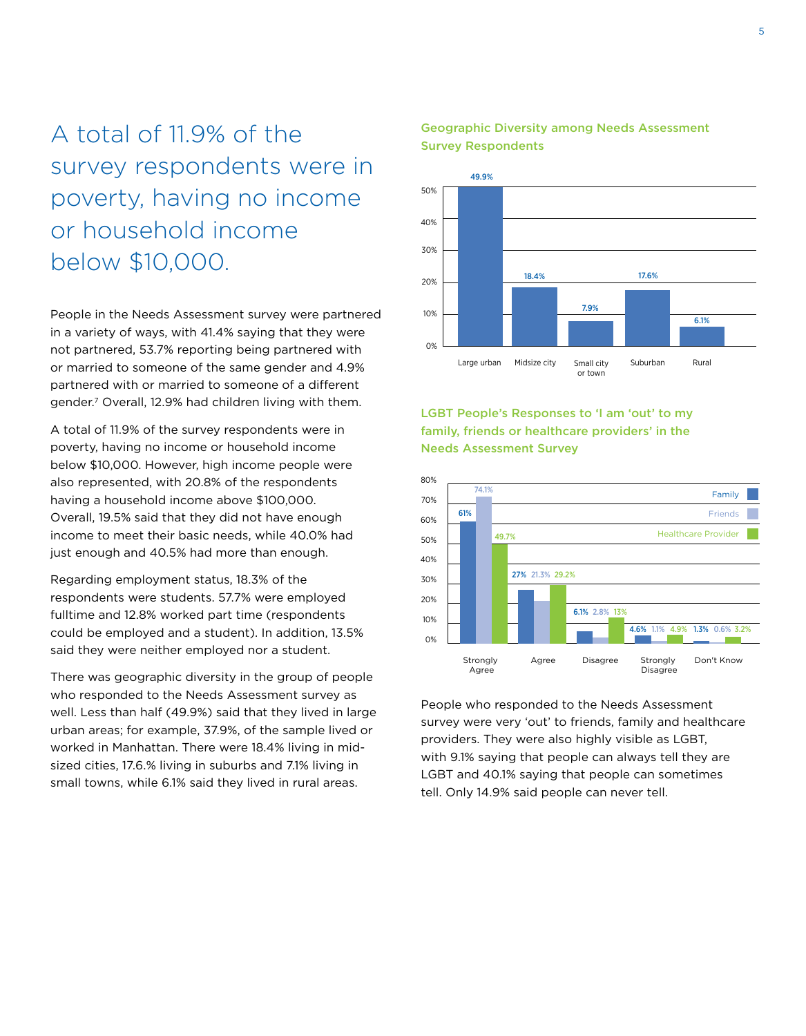# A total of 11.9% of the survey respondents were in poverty, having no income or household income below $10,000.

People in the Needs Assessment survey were partnered in a variety of ways, with 41.4% saying that they were not partnered, 53.7% reporting being partnered with or married to someone of the same gender and 4.9% partnered with or married to someone of a different gender.[7] Overall, 12.9% had children living with them.

A total of 11.9% of the survey respondents were in poverty, having no income or household income below $10,000. However, high income people were also represented, with 20.8% of the respondents having a household income above $100,000. Overall, 19.5% said that they did not have enough income to meet their basic needs, while 40.0% had just enough and 40.5% had more than enough.

Regarding employment status, 18.3% of the respondents were students. 57.7% were employed fulltime and 12.8% worked part time (respondents could be employed and a student). In addition, 13.5% said they were neither employed nor a student.

There was geographic diversity in the group of people who responded to the Needs Assessment survey as well. Less than half (49.9%) said that they lived in large urban areas; for example, 37.9%, of the sample lived or worked in Manhattan. There were 18.4% living in mid-sized cities, 17.6.% living in suburbs and 7.1% living in small towns, while 6.1% said they lived in rural areas.

### Geographic Diversity among Needs Assessment Survey Respondents

| Large urban | Midsize city | Small city or town | Suburban | Rural |
|---|---|---|---|---|
| 49.9% | 18.4% | 7.9% | 17.6% | 6.1% |

### LGBT People's Responses to 'I am 'out' to my family, friends or healthcare providers' in the Needs Assessment Survey

| | Strongly Agree | Agree | Disagree | Strongly Disagree | Don't Know |
|---|---|---|---|---|---|
| Family | 61% | 27% | 6.1% | 4.6% | 1.3% |
| Friends | 74.1% | 21.3% | 2.8% | 1.1% | 0.6% |
| Healthcare Provider | 49.7% | 29.2% | 13% | 4.9% | 3.2% |

People who responded to the Needs Assessment survey were very 'out' to friends, family and healthcare providers. They were also highly visible as LGBT, with 9.1% saying that people can always tell they are LGBT and 40.1% saying that people can sometimes tell. Only 14.9% said people can never tell.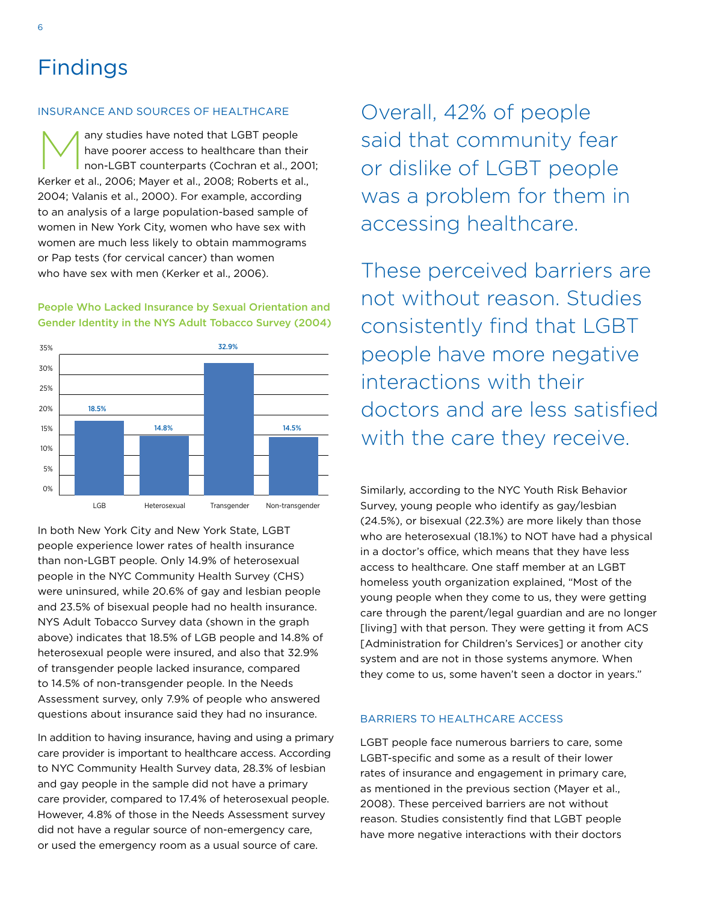# Findings

## INSURANCE AND SOURCES OF HEALTHCARE

Many studies have noted that LGBT people have poorer access to healthcare than their non-LGBT counterparts (Cochran et al., 2001; Kerker et al., 2006; Mayer et al., 2008; Roberts et al., 2004; Valanis et al., 2000). For example, according to an analysis of a large population-based sample of women in New York City, women who have sex with women are much less likely to obtain mammograms or Pap tests (for cervical cancer) than women who have sex with men (Kerker et al., 2006).

**People Who Lacked Insurance by Sexual Orientation and Gender Identity in the NYS Adult Tobacco Survey (2004)**

| LGB | Heterosexual | Transgender | Non-transgender |
|---|---|---|---|
| 18.5% | 14.8% | 32.9% | 14.5% |

In both New York City and New York State, LGBT people experience lower rates of health insurance than non-LGBT people. Only 14.9% of heterosexual people in the NYC Community Health Survey (CHS) were uninsured, while 20.6% of gay and lesbian people and 23.5% of bisexual people had no health insurance. NYS Adult Tobacco Survey data (shown in the graph above) indicates that 18.5% of LGB people and 14.8% of heterosexual people were insured, and also that 32.9% of transgender people lacked insurance, compared to 14.5% of non-transgender people. In the Needs Assessment survey, only 7.9% of people who answered questions about insurance said they had no insurance.

In addition to having insurance, having and using a primary care provider is important to healthcare access. According to NYC Community Health Survey data, 28.3% of lesbian and gay people in the sample did not have a primary care provider, compared to 17.4% of heterosexual people. However, 4.8% of those in the Needs Assessment survey did not have a regular source of non-emergency care, or used the emergency room as a usual source of care.

> Overall, 42% of people said that community fear or dislike of LGBT people was a problem for them in accessing healthcare.

> These perceived barriers are not without reason. Studies consistently find that LGBT people have more negative interactions with their doctors and are less satisfied with the care they receive.

Similarly, according to the NYC Youth Risk Behavior Survey, young people who identify as gay/lesbian (24.5%), or bisexual (22.3%) are more likely than those who are heterosexual (18.1%) to NOT have had a physical in a doctor's office, which means that they have less access to healthcare. One staff member at an LGBT homeless youth organization explained, "Most of the young people when they come to us, they were getting care through the parent/legal guardian and are no longer [living] with that person. They were getting it from ACS [Administration for Children's Services] or another city system and are not in those systems anymore. When they come to us, some haven't seen a doctor in years."

## BARRIERS TO HEALTHCARE ACCESS

LGBT people face numerous barriers to care, some LGBT-specific and some as a result of their lower rates of insurance and engagement in primary care, as mentioned in the previous section (Mayer et al., 2008). These perceived barriers are not without reason. Studies consistently find that LGBT people have more negative interactions with their doctors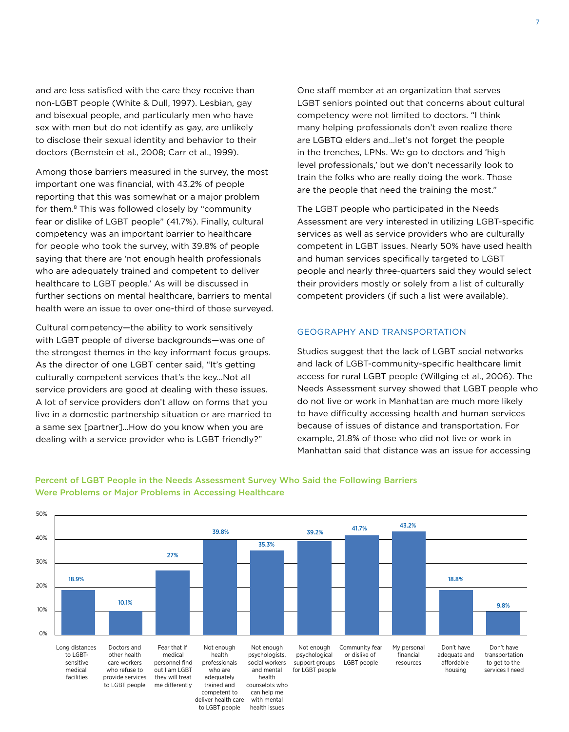and are less satisfied with the care they receive than non-LGBT people (White & Dull, 1997). Lesbian, gay and bisexual people, and particularly men who have sex with men but do not identify as gay, are unlikely to disclose their sexual identity and behavior to their doctors (Bernstein et al., 2008; Carr et al., 1999).

Among those barriers measured in the survey, the most important one was financial, with 43.2% of people reporting that this was somewhat or a major problem for them.[8] This was followed closely by "community fear or dislike of LGBT people" (41.7%). Finally, cultural competency was an important barrier to healthcare for people who took the survey, with 39.8% of people saying that there are 'not enough health professionals who are adequately trained and competent to deliver healthcare to LGBT people.' As will be discussed in further sections on mental healthcare, barriers to mental health were an issue to over one-third of those surveyed.

Cultural competency—the ability to work sensitively with LGBT people of diverse backgrounds—was one of the strongest themes in the key informant focus groups. As the director of one LGBT center said, "It's getting culturally competent services that's the key...Not all service providers are good at dealing with these issues. A lot of service providers don't allow on forms that you live in a domestic partnership situation or are married to a same sex [partner]...How do you know when you are dealing with a service provider who is LGBT friendly?"

One staff member at an organization that serves LGBT seniors pointed out that concerns about cultural competency were not limited to doctors. "I think many helping professionals don't even realize there are LGBTQ elders and...let's not forget the people in the trenches, LPNs. We go to doctors and 'high level professionals,' but we don't necessarily look to train the folks who are really doing the work. Those are the people that need the training the most."

The LGBT people who participated in the Needs Assessment are very interested in utilizing LGBT-specific services as well as service providers who are culturally competent in LGBT issues. Nearly 50% have used health and human services specifically targeted to LGBT people and nearly three-quarters said they would select their providers mostly or solely from a list of culturally competent providers (if such a list were available).

## GEOGRAPHY AND TRANSPORTATION

Studies suggest that the lack of LGBT social networks and lack of LGBT-community-specific healthcare limit access for rural LGBT people (Willging et al., 2006). The Needs Assessment survey showed that LGBT people who do not live or work in Manhattan are much more likely to have difficulty accessing health and human services because of issues of distance and transportation. For example, 21.8% of those who did not live or work in Manhattan said that distance was an issue for accessing

**Percent of LGBT People in the Needs Assessment Survey Who Said the Following Barriers Were Problems or Major Problems in Accessing Healthcare**

| Barrier | Percent |
|---|---|
| Long distances to LGBT-sensitive medical facilities | 18.9% |
| Doctors and other health care workers who refuse to provide services to LGBT people | 10.1% |
| Fear that if medical personnel find out I am LGBT they will treat me differently | 27% |
| Not enough health professionals who are adequately trained and competent to deliver health care to LGBT people | 39.8% |
| Not enough psychologists, social workers and mental health counselots who can help me with mental health issues | 35.3% |
| Not enough psychological support groups for LGBT people | 39.2% |
| Community fear or dislike of LGBT people | 41.7% |
| My personal financial resources | 43.2% |
| Don't have adequate and affordable housing | 18.8% |
| Don't have transportation to get to the services I need | 9.8% |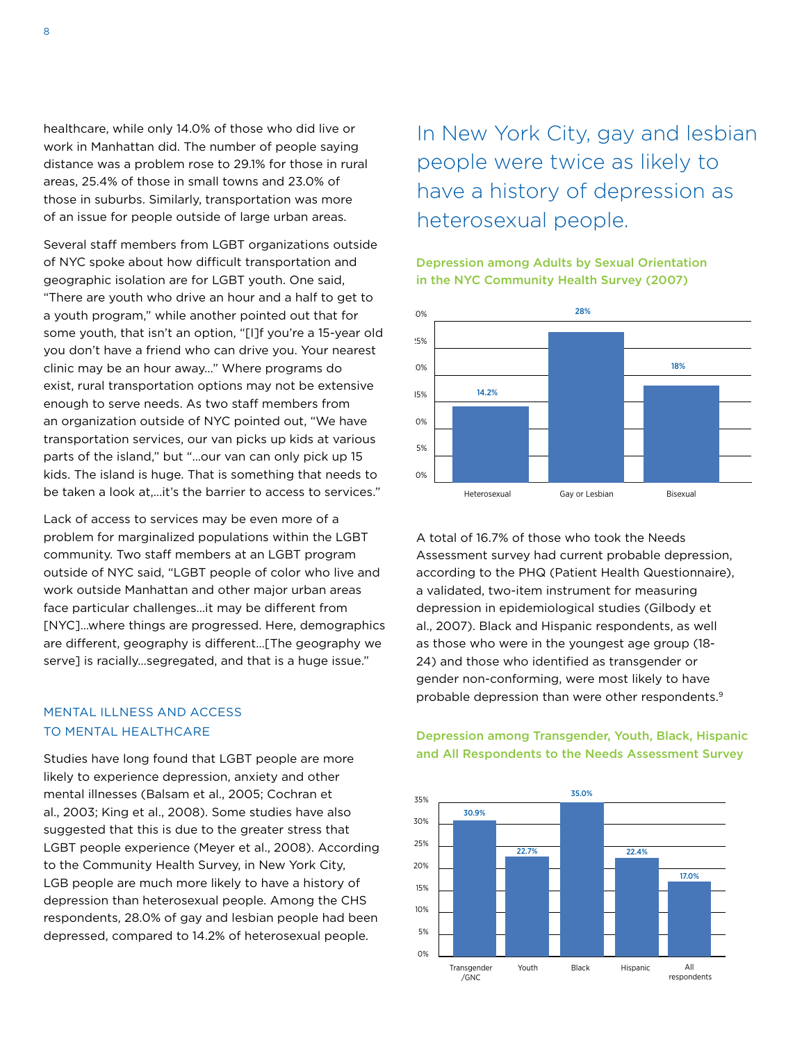healthcare, while only 14.0% of those who did live or work in Manhattan did. The number of people saying distance was a problem rose to 29.1% for those in rural areas, 25.4% of those in small towns and 23.0% of those in suburbs. Similarly, transportation was more of an issue for people outside of large urban areas.

Several staff members from LGBT organizations outside of NYC spoke about how difficult transportation and geographic isolation are for LGBT youth. One said, "There are youth who drive an hour and a half to get to a youth program," while another pointed out that for some youth, that isn't an option, "[I]f you're a 15-year old you don't have a friend who can drive you. Your nearest clinic may be an hour away..." Where programs do exist, rural transportation options may not be extensive enough to serve needs. As two staff members from an organization outside of NYC pointed out, "We have transportation services, our van picks up kids at various parts of the island," but "...our van can only pick up 15 kids. The island is huge. That is something that needs to be taken a look at,...it's the barrier to access to services."

Lack of access to services may be even more of a problem for marginalized populations within the LGBT community. Two staff members at an LGBT program outside of NYC said, "LGBT people of color who live and work outside Manhattan and other major urban areas face particular challenges...it may be different from [NYC]...where things are progressed. Here, demographics are different, geography is different...[The geography we serve] is racially...segregated, and that is a huge issue."

## MENTAL ILLNESS AND ACCESS TO MENTAL HEALTHCARE

Studies have long found that LGBT people are more likely to experience depression, anxiety and other mental illnesses (Balsam et al., 2005; Cochran et al., 2003; King et al., 2008). Some studies have also suggested that this is due to the greater stress that LGBT people experience (Meyer et al., 2008). According to the Community Health Survey, in New York City, LGB people are much more likely to have a history of depression than heterosexual people. Among the CHS respondents, 28.0% of gay and lesbian people had been depressed, compared to 14.2% of heterosexual people.

In New York City, gay and lesbian people were twice as likely to have a history of depression as heterosexual people.

**Depression among Adults by Sexual Orientation in the NYC Community Health Survey (2007)**

| Heterosexual | Gay or Lesbian | Bisexual |
|---|---|---|
| 14.2% | 28% | 18% |

A total of 16.7% of those who took the Needs Assessment survey had current probable depression, according to the PHQ (Patient Health Questionnaire), a validated, two-item instrument for measuring depression in epidemiological studies (Gilbody et al., 2007). Black and Hispanic respondents, as well as those who were in the youngest age group (18-24) and those who identified as transgender or gender non-conforming, were most likely to have probable depression than were other respondents.[9]

**Depression among Transgender, Youth, Black, Hispanic and All Respondents to the Needs Assessment Survey**

| Transgender /GNC | Youth | Black | Hispanic | All respondents |
|---|---|---|---|---|
| 30.9% | 22.7% | 35.0% | 22.4% | 17.0% |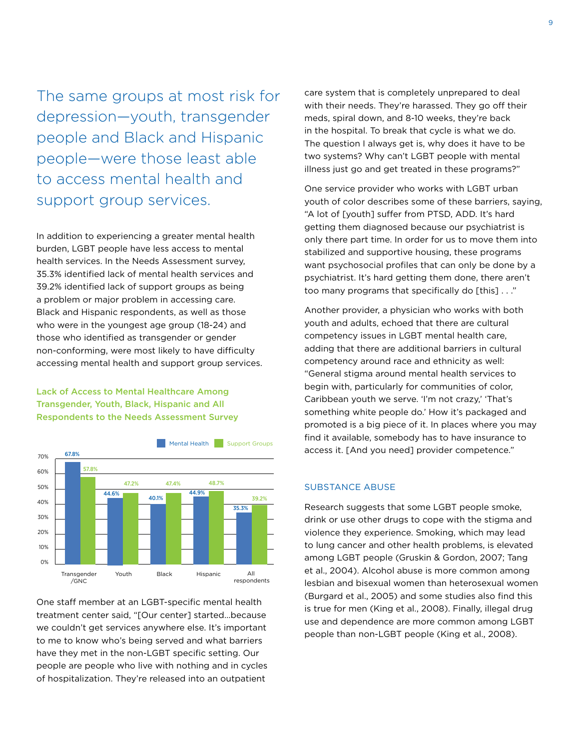## The same groups at most risk for depression—youth, transgender people and Black and Hispanic people—were those least able to access mental health and support group services.

In addition to experiencing a greater mental health burden, LGBT people have less access to mental health services. In the Needs Assessment survey, 35.3% identified lack of mental health services and 39.2% identified lack of support groups as being a problem or major problem in accessing care. Black and Hispanic respondents, as well as those who were in the youngest age group (18-24) and those who identified as transgender or gender non-conforming, were most likely to have difficulty accessing mental health and support group services.

**Lack of Access to Mental Healthcare Among Transgender, Youth, Black, Hispanic and All Respondents to the Needs Assessment Survey**

| | Mental Health | Support Groups |
|---|---|---|
| Transgender /GNC | 67.8% | 57.8% |
| Youth | 44.6% | 47.2% |
| Black | 40.1% | 47.4% |
| Hispanic | 44.9% | 48.7% |
| All respondents | 35.3% | 39.2% |

One staff member at an LGBT-specific mental health treatment center said, "[Our center] started...because we couldn't get services anywhere else. It's important to me to know who's being served and what barriers have they met in the non-LGBT specific setting. Our people are people who live with nothing and in cycles of hospitalization. They're released into an outpatient care system that is completely unprepared to deal with their needs. They're harassed. They go off their meds, spiral down, and 8-10 weeks, they're back in the hospital. To break that cycle is what we do. The question I always get is, why does it have to be two systems? Why can't LGBT people with mental illness just go and get treated in these programs?"

One service provider who works with LGBT urban youth of color describes some of these barriers, saying, "A lot of [youth] suffer from PTSD, ADD. It's hard getting them diagnosed because our psychiatrist is only there part time. In order for us to move them into stabilized and supportive housing, these programs want psychosocial profiles that can only be done by a psychiatrist. It's hard getting them done, there aren't too many programs that specifically do [this] . . ."

Another provider, a physician who works with both youth and adults, echoed that there are cultural competency issues in LGBT mental health care, adding that there are additional barriers in cultural competency around race and ethnicity as well: "General stigma around mental health services to begin with, particularly for communities of color, Caribbean youth we serve. 'I'm not crazy,' 'That's something white people do.' How it's packaged and promoted is a big piece of it. In places where you may find it available, somebody has to have insurance to access it. [And you need] provider competence."

### SUBSTANCE ABUSE

Research suggests that some LGBT people smoke, drink or use other drugs to cope with the stigma and violence they experience. Smoking, which may lead to lung cancer and other health problems, is elevated among LGBT people (Gruskin & Gordon, 2007; Tang et al., 2004). Alcohol abuse is more common among lesbian and bisexual women than heterosexual women (Burgard et al., 2005) and some studies also find this is true for men (King et al., 2008). Finally, illegal drug use and dependence are more common among LGBT people than non-LGBT people (King et al., 2008).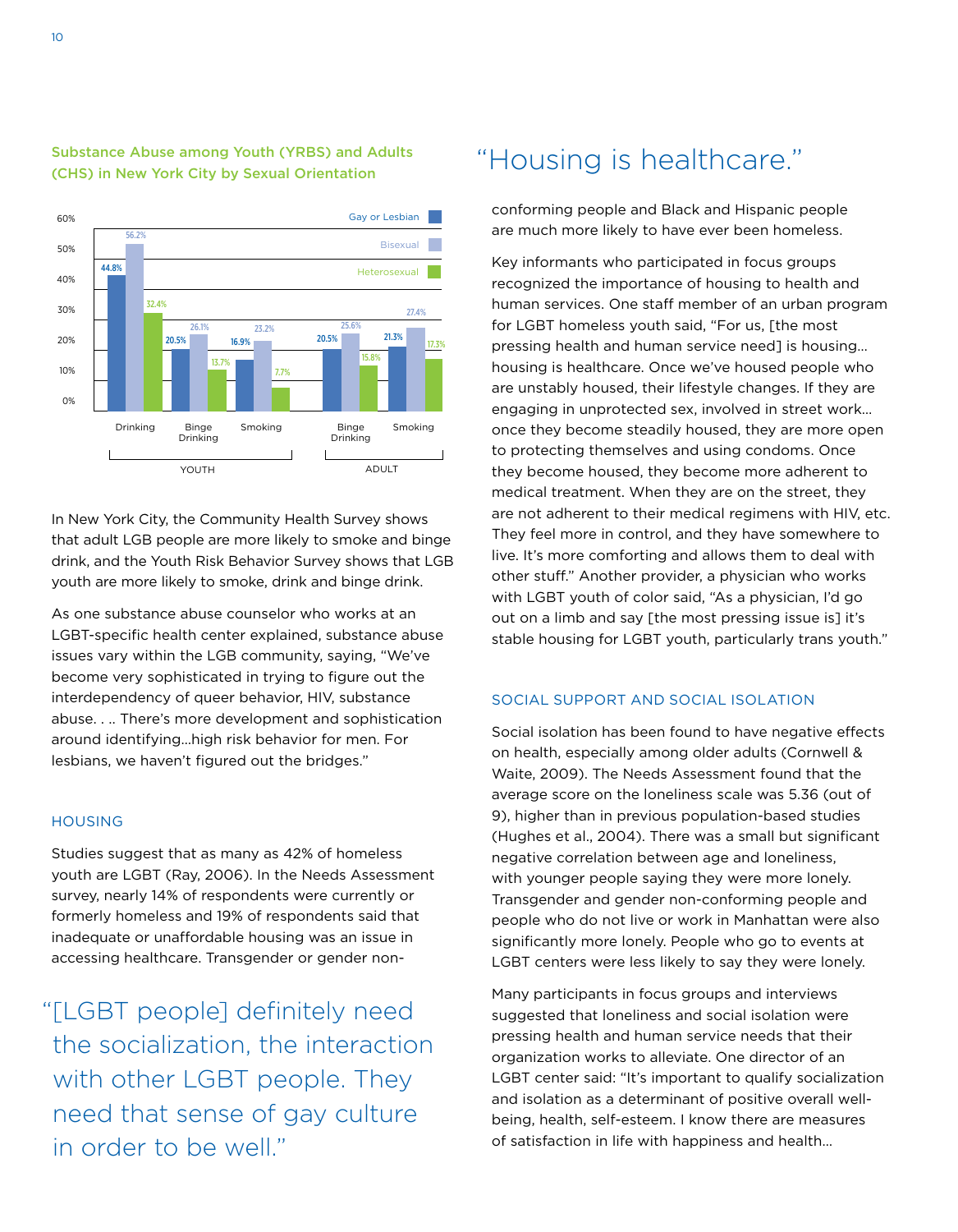**Substance Abuse among Youth (YRBS) and Adults (CHS) in New York City by Sexual Orientation**

| | Youth: Drinking | Youth: Binge Drinking | Youth: Smoking | Adult: Binge Drinking | Adult: Smoking |
|---|---|---|---|---|---|
| Gay or Lesbian | 44.8% | 20.5% | 16.9% | 20.5% | 21.3% |
| Bisexual | 56.2% | 26.1% | 23.2% | 25.6% | 27.4% |
| Heterosexual | 32.4% | 13.7% | 7.7% | 15.8% | 17.3% |

In New York City, the Community Health Survey shows that adult LGB people are more likely to smoke and binge drink, and the Youth Risk Behavior Survey shows that LGB youth are more likely to smoke, drink and binge drink.

As one substance abuse counselor who works at an LGBT-specific health center explained, substance abuse issues vary within the LGB community, saying, "We've become very sophisticated in trying to figure out the interdependency of queer behavior, HIV, substance abuse. . .. There's more development and sophistication around identifying…high risk behavior for men. For lesbians, we haven't figured out the bridges."

## HOUSING

Studies suggest that as many as 42% of homeless youth are LGBT (Ray, 2006). In the Needs Assessment survey, nearly 14% of respondents were currently or formerly homeless and 19% of respondents said that inadequate or unaffordable housing was an issue in accessing healthcare. Transgender or gender non-conforming people and Black and Hispanic people are much more likely to have ever been homeless.

> "Housing is healthcare."

Key informants who participated in focus groups recognized the importance of housing to health and human services. One staff member of an urban program for LGBT homeless youth said, "For us, [the most pressing health and human service need] is housing… housing is healthcare. Once we've housed people who are unstably housed, their lifestyle changes. If they are engaging in unprotected sex, involved in street work… once they become steadily housed, they are more open to protecting themselves and using condoms. Once they become housed, they become more adherent to medical treatment. When they are on the street, they are not adherent to their medical regimens with HIV, etc. They feel more in control, and they have somewhere to live. It's more comforting and allows them to deal with other stuff." Another provider, a physician who works with LGBT youth of color said, "As a physician, I'd go out on a limb and say [the most pressing issue is] it's stable housing for LGBT youth, particularly trans youth."

## SOCIAL SUPPORT AND SOCIAL ISOLATION

Social isolation has been found to have negative effects on health, especially among older adults (Cornwell & Waite, 2009). The Needs Assessment found that the average score on the loneliness scale was 5.36 (out of 9), higher than in previous population-based studies (Hughes et al., 2004). There was a small but significant negative correlation between age and loneliness, with younger people saying they were more lonely. Transgender and gender non-conforming people and people who do not live or work in Manhattan were also significantly more lonely. People who go to events at LGBT centers were less likely to say they were lonely.

Many participants in focus groups and interviews suggested that loneliness and social isolation were pressing health and human service needs that their organization works to alleviate. One director of an LGBT center said: "It's important to qualify socialization and isolation as a determinant of positive overall well-being, health, self-esteem. I know there are measures of satisfaction in life with happiness and health…

> "[LGBT people] definitely need the socialization, the interaction with other LGBT people. They need that sense of gay culture in order to be well."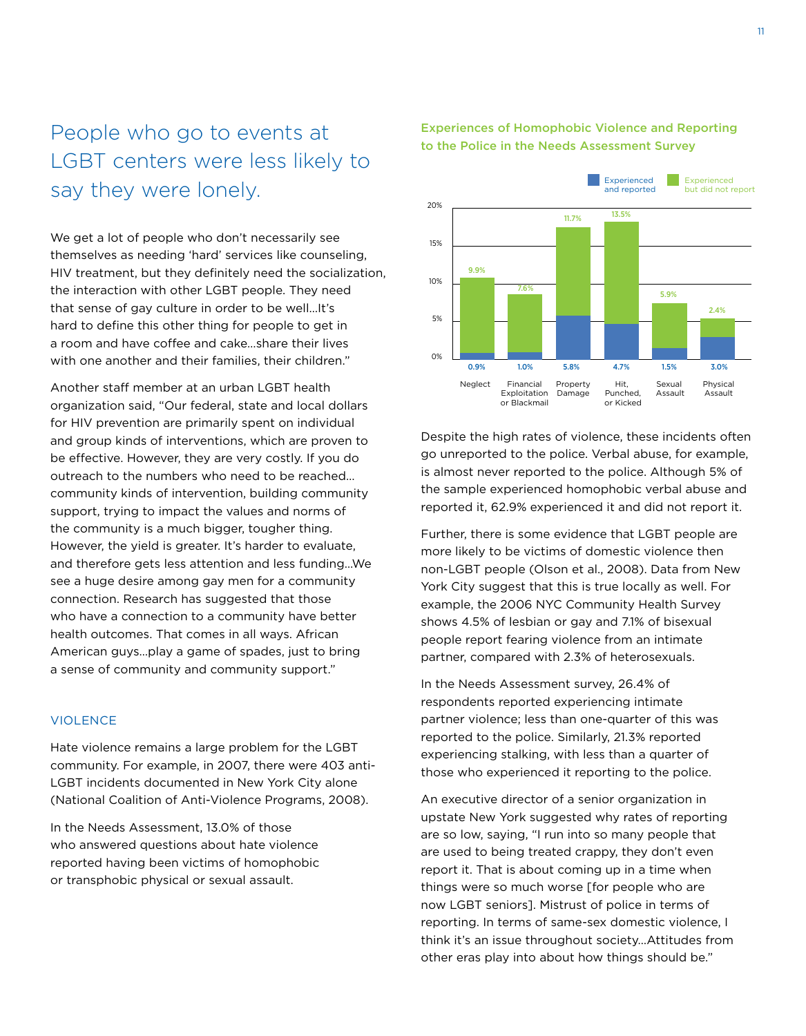## People who go to events at LGBT centers were less likely to say they were lonely.

We get a lot of people who don't necessarily see themselves as needing 'hard' services like counseling, HIV treatment, but they definitely need the socialization, the interaction with other LGBT people. They need that sense of gay culture in order to be well...It's hard to define this other thing for people to get in a room and have coffee and cake...share their lives with one another and their families, their children."

Another staff member at an urban LGBT health organization said, "Our federal, state and local dollars for HIV prevention are primarily spent on individual and group kinds of interventions, which are proven to be effective. However, they are very costly. If you do outreach to the numbers who need to be reached... community kinds of intervention, building community support, trying to impact the values and norms of the community is a much bigger, tougher thing. However, the yield is greater. It's harder to evaluate, and therefore gets less attention and less funding...We see a huge desire among gay men for a community connection. Research has suggested that those who have a connection to a community have better health outcomes. That comes in all ways. African American guys...play a game of spades, just to bring a sense of community and community support."

### VIOLENCE

Hate violence remains a large problem for the LGBT community. For example, in 2007, there were 403 anti-LGBT incidents documented in New York City alone (National Coalition of Anti-Violence Programs, 2008).

In the Needs Assessment, 13.0% of those who answered questions about hate violence reported having been victims of homophobic or transphobic physical or sexual assault.

**Experiences of Homophobic Violence and Reporting to the Police in the Needs Assessment Survey**

| | Experienced and reported | Experienced but did not report |
|---|---|---|
| Neglect | 0.9% | 9.9% |
| Financial Exploitation or Blackmail | 1.0% | 7.6% |
| Property Damage | 5.8% | 11.7% |
| Hit, Punched, or Kicked | 4.7% | 13.5% |
| Sexual Assault | 1.5% | 5.9% |
| Physical Assault | 3.0% | 2.4% |

Despite the high rates of violence, these incidents often go unreported to the police. Verbal abuse, for example, is almost never reported to the police. Although 5% of the sample experienced homophobic verbal abuse and reported it, 62.9% experienced it and did not report it.

Further, there is some evidence that LGBT people are more likely to be victims of domestic violence then non-LGBT people (Olson et al., 2008). Data from New York City suggest that this is true locally as well. For example, the 2006 NYC Community Health Survey shows 4.5% of lesbian or gay and 7.1% of bisexual people report fearing violence from an intimate partner, compared with 2.3% of heterosexuals.

In the Needs Assessment survey, 26.4% of respondents reported experiencing intimate partner violence; less than one-quarter of this was reported to the police. Similarly, 21.3% reported experiencing stalking, with less than a quarter of those who experienced it reporting to the police.

An executive director of a senior organization in upstate New York suggested why rates of reporting are so low, saying, "I run into so many people that are used to being treated crappy, they don't even report it. That is about coming up in a time when things were so much worse [for people who are now LGBT seniors]. Mistrust of police in terms of reporting. In terms of same-sex domestic violence, I think it's an issue throughout society...Attitudes from other eras play into about how things should be."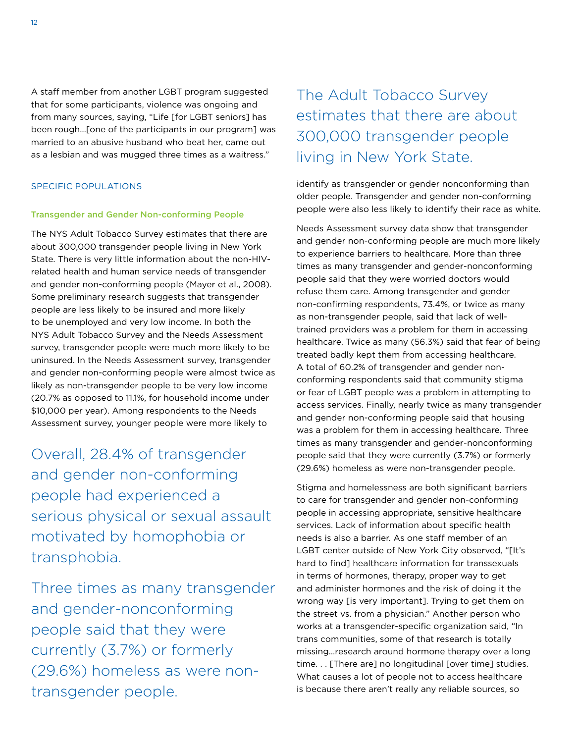A staff member from another LGBT program suggested that for some participants, violence was ongoing and from many sources, saying, "Life [for LGBT seniors] has been rough…[one of the participants in our program] was married to an abusive husband who beat her, came out as a lesbian and was mugged three times as a waitress."

## SPECIFIC POPULATIONS

### Transgender and Gender Non-conforming People

The NYS Adult Tobacco Survey estimates that there are about 300,000 transgender people living in New York State. There is very little information about the non-HIV-related health and human service needs of transgender and gender non-conforming people (Mayer et al., 2008). Some preliminary research suggests that transgender people are less likely to be insured and more likely to be unemployed and very low income. In both the NYS Adult Tobacco Survey and the Needs Assessment survey, transgender people were much more likely to be uninsured. In the Needs Assessment survey, transgender and gender non-conforming people were almost twice as likely as non-transgender people to be very low income (20.7% as opposed to 11.1%, for household income under $10,000 per year). Among respondents to the Needs Assessment survey, younger people were more likely to identify as transgender or gender nonconforming than older people. Transgender and gender non-conforming people were also less likely to identify their race as white.

> Overall, 28.4% of transgender and gender non-conforming people had experienced a serious physical or sexual assault motivated by homophobia or transphobia.

> Three times as many transgender and gender-nonconforming people said that they were currently (3.7%) or formerly (29.6%) homeless as were non-transgender people.

> The Adult Tobacco Survey estimates that there are about 300,000 transgender people living in New York State.

Needs Assessment survey data show that transgender and gender non-conforming people are much more likely to experience barriers to healthcare. More than three times as many transgender and gender-nonconforming people said that they were worried doctors would refuse them care. Among transgender and gender non-confirming respondents, 73.4%, or twice as many as non-transgender people, said that lack of well-trained providers was a problem for them in accessing healthcare. Twice as many (56.3%) said that fear of being treated badly kept them from accessing healthcare. A total of 60.2% of transgender and gender non-conforming respondents said that community stigma or fear of LGBT people was a problem in attempting to access services. Finally, nearly twice as many transgender and gender non-conforming people said that housing was a problem for them in accessing healthcare. Three times as many transgender and gender-nonconforming people said that they were currently (3.7%) or formerly (29.6%) homeless as were non-transgender people.

Stigma and homelessness are both significant barriers to care for transgender and gender non-conforming people in accessing appropriate, sensitive healthcare services. Lack of information about specific health needs is also a barrier. As one staff member of an LGBT center outside of New York City observed, "[It's hard to find] healthcare information for transsexuals in terms of hormones, therapy, proper way to get and administer hormones and the risk of doing it the wrong way [is very important]. Trying to get them on the street vs. from a physician." Another person who works at a transgender-specific organization said, "In trans communities, some of that research is totally missing…research around hormone therapy over a long time. . . [There are] no longitudinal [over time] studies. What causes a lot of people not to access healthcare is because there aren't really any reliable sources, so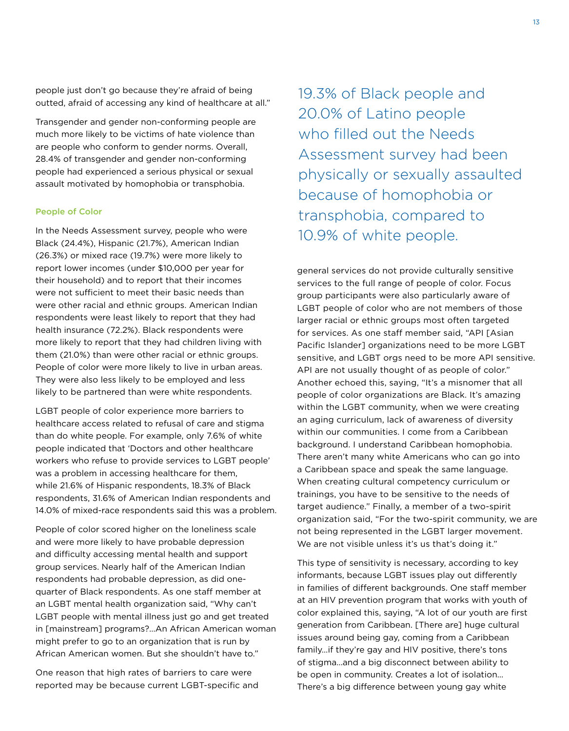people just don't go because they're afraid of being outted, afraid of accessing any kind of healthcare at all."

Transgender and gender non-conforming people are much more likely to be victims of hate violence than are people who conform to gender norms. Overall, 28.4% of transgender and gender non-conforming people had experienced a serious physical or sexual assault motivated by homophobia or transphobia.

### People of Color

In the Needs Assessment survey, people who were Black (24.4%), Hispanic (21.7%), American Indian (26.3%) or mixed race (19.7%) were more likely to report lower incomes (under $10,000 per year for their household) and to report that their incomes were not sufficient to meet their basic needs than were other racial and ethnic groups. American Indian respondents were least likely to report that they had health insurance (72.2%). Black respondents were more likely to report that they had children living with them (21.0%) than were other racial or ethnic groups. People of color were more likely to live in urban areas. They were also less likely to be employed and less likely to be partnered than were white respondents.

LGBT people of color experience more barriers to healthcare access related to refusal of care and stigma than do white people. For example, only 7.6% of white people indicated that 'Doctors and other healthcare workers who refuse to provide services to LGBT people' was a problem in accessing healthcare for them, while 21.6% of Hispanic respondents, 18.3% of Black respondents, 31.6% of American Indian respondents and 14.0% of mixed-race respondents said this was a problem.

People of color scored higher on the loneliness scale and were more likely to have probable depression and difficulty accessing mental health and support group services. Nearly half of the American Indian respondents had probable depression, as did one-quarter of Black respondents. As one staff member at an LGBT mental health organization said, "Why can't LGBT people with mental illness just go and get treated in [mainstream] programs?…An African American woman might prefer to go to an organization that is run by African American women. But she shouldn't have to."

One reason that high rates of barriers to care were reported may be because current LGBT-specific and general services do not provide culturally sensitive services to the full range of people of color. Focus group participants were also particularly aware of LGBT people of color who are not members of those larger racial or ethnic groups most often targeted for services. As one staff member said, "API [Asian Pacific Islander] organizations need to be more LGBT sensitive, and LGBT orgs need to be more API sensitive. API are not usually thought of as people of color." Another echoed this, saying, "It's a misnomer that all people of color organizations are Black. It's amazing within the LGBT community, when we were creating an aging curriculum, lack of awareness of diversity within our communities. I come from a Caribbean background. I understand Caribbean homophobia. There aren't many white Americans who can go into a Caribbean space and speak the same language. When creating cultural competency curriculum or trainings, you have to be sensitive to the needs of target audience." Finally, a member of a two-spirit organization said, "For the two-spirit community, we are not being represented in the LGBT larger movement. We are not visible unless it's us that's doing it."

> 19.3% of Black people and 20.0% of Latino people who filled out the Needs Assessment survey had been physically or sexually assaulted because of homophobia or transphobia, compared to 10.9% of white people.

This type of sensitivity is necessary, according to key informants, because LGBT issues play out differently in families of different backgrounds. One staff member at an HIV prevention program that works with youth of color explained this, saying, "A lot of our youth are first generation from Caribbean. [There are] huge cultural issues around being gay, coming from a Caribbean family…if they're gay and HIV positive, there's tons of stigma…and a big disconnect between ability to be open in community. Creates a lot of isolation… There's a big difference between young gay white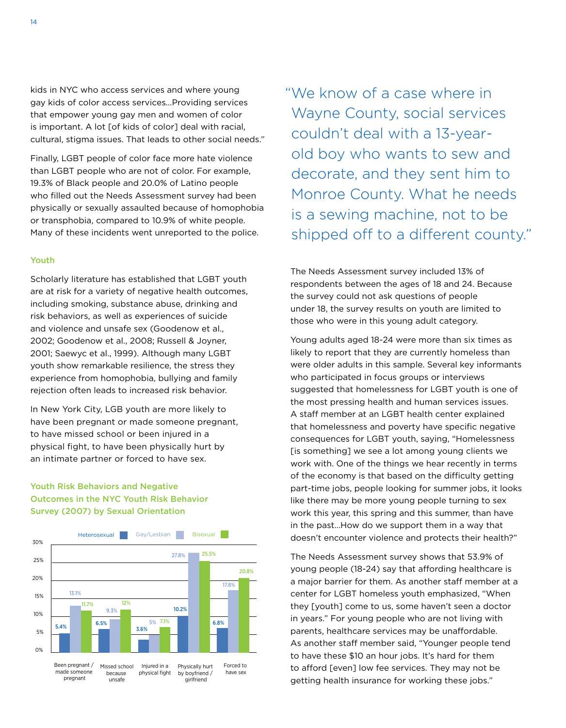kids in NYC who access services and where young gay kids of color access services...Providing services that empower young gay men and women of color is important. A lot [of kids of color] deal with racial, cultural, stigma issues. That leads to other social needs."

Finally, LGBT people of color face more hate violence than LGBT people who are not of color. For example, 19.3% of Black people and 20.0% of Latino people who filled out the Needs Assessment survey had been physically or sexually assaulted because of homophobia or transphobia, compared to 10.9% of white people. Many of these incidents went unreported to the police.

### Youth

Scholarly literature has established that LGBT youth are at risk for a variety of negative health outcomes, including smoking, substance abuse, drinking and risk behaviors, as well as experiences of suicide and violence and unsafe sex (Goodenow et al., 2002; Goodenow et al., 2008; Russell & Joyner, 2001; Saewyc et al., 1999). Although many LGBT youth show remarkable resilience, the stress they experience from homophobia, bullying and family rejection often leads to increased risk behavior.

In New York City, LGB youth are more likely to have been pregnant or made someone pregnant, to have missed school or been injured in a physical fight, to have been physically hurt by an intimate partner or forced to have sex.

**Youth Risk Behaviors and Negative Outcomes in the NYC Youth Risk Behavior Survey (2007) by Sexual Orientation**

| | Heterosexual | Gay/Lesbian | Bisexual |
|---|---|---|---|
| Been pregnant / made someone pregnant | 5.4% | 13.1% | 11.7% |
| Missed school because unsafe | 6.5% | 9.3% | 12% |
| Injured in a physical fight | 3.6% | 5% | 7.1% |
| Physically hurt by boyfriend / girlfriend | 10.2% | 27.8% | 25.5% |
| Forced to have sex | 6.8% | 17.8% | 20.8% |

"We know of a case where in Wayne County, social services couldn't deal with a 13-year-old boy who wants to sew and decorate, and they sent him to Monroe County. What he needs is a sewing machine, not to be shipped off to a different county."

The Needs Assessment survey included 13% of respondents between the ages of 18 and 24. Because the survey could not ask questions of people under 18, the survey results on youth are limited to those who were in this young adult category.

Young adults aged 18-24 were more than six times as likely to report that they are currently homeless than were older adults in this sample. Several key informants who participated in focus groups or interviews suggested that homelessness for LGBT youth is one of the most pressing health and human services issues. A staff member at an LGBT health center explained that homelessness and poverty have specific negative consequences for LGBT youth, saying, "Homelessness [is something] we see a lot among young clients we work with. One of the things we hear recently in terms of the economy is that based on the difficulty getting part-time jobs, people looking for summer jobs, it looks like there may be more young people turning to sex work this year, this spring and this summer, than have in the past...How do we support them in a way that doesn't encounter violence and protects their health?"

The Needs Assessment survey shows that 53.9% of young people (18-24) say that affording healthcare is a major barrier for them. As another staff member at a center for LGBT homeless youth emphasized, "When they [youth] come to us, some haven't seen a doctor in years." For young people who are not living with parents, healthcare services may be unaffordable. As another staff member said, "Younger people tend to have these $10 an hour jobs. It's hard for them to afford [even] low fee services. They may not be getting health insurance for working these jobs."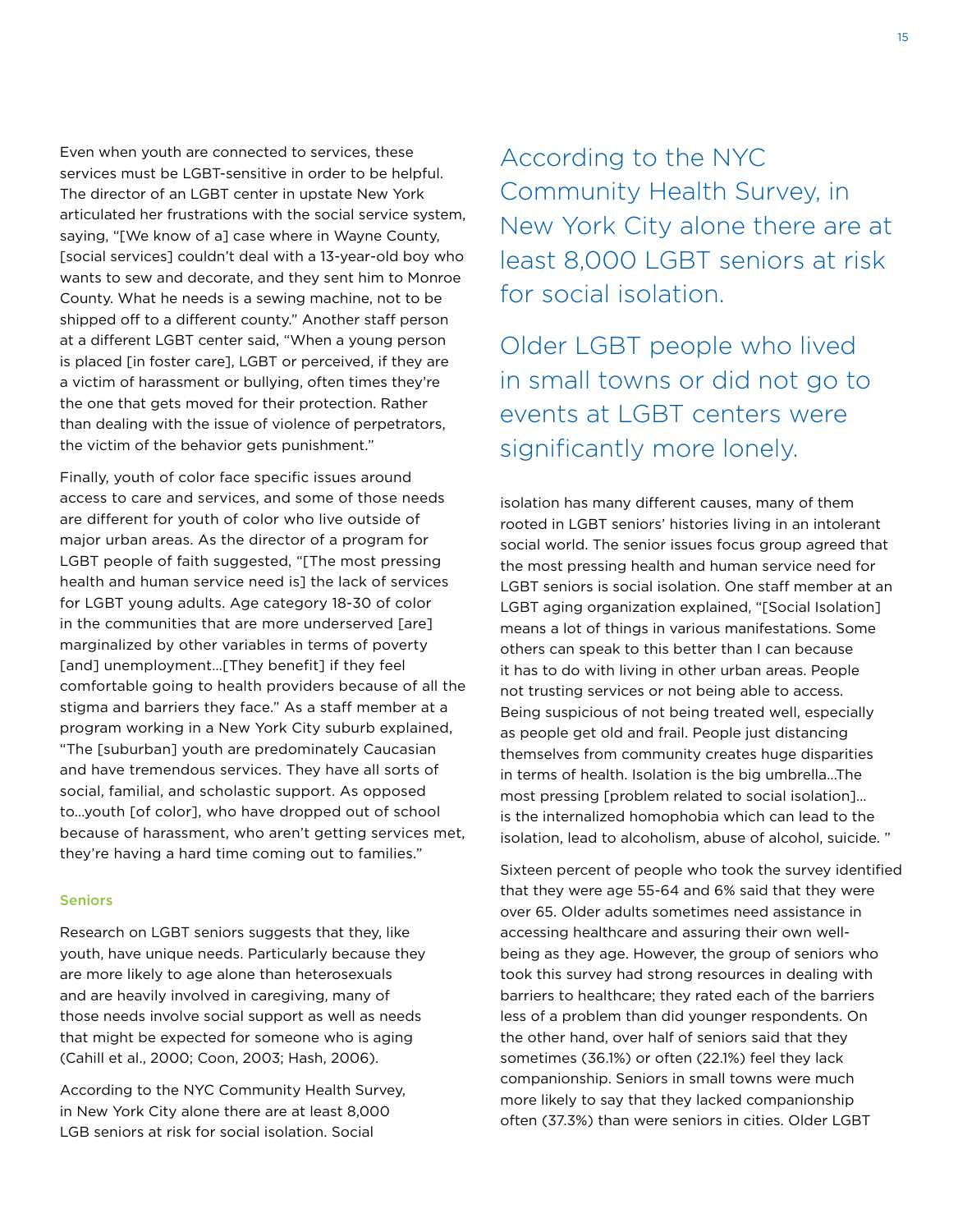Even when youth are connected to services, these services must be LGBT-sensitive in order to be helpful. The director of an LGBT center in upstate New York articulated her frustrations with the social service system, saying, "[We know of a] case where in Wayne County, [social services] couldn't deal with a 13-year-old boy who wants to sew and decorate, and they sent him to Monroe County. What he needs is a sewing machine, not to be shipped off to a different county." Another staff person at a different LGBT center said, "When a young person is placed [in foster care], LGBT or perceived, if they are a victim of harassment or bullying, often times they're the one that gets moved for their protection. Rather than dealing with the issue of violence of perpetrators, the victim of the behavior gets punishment."

Finally, youth of color face specific issues around access to care and services, and some of those needs are different for youth of color who live outside of major urban areas. As the director of a program for LGBT people of faith suggested, "[The most pressing health and human service need is] the lack of services for LGBT young adults. Age category 18-30 of color in the communities that are more underserved [are] marginalized by other variables in terms of poverty [and] unemployment...[They benefit] if they feel comfortable going to health providers because of all the stigma and barriers they face." As a staff member at a program working in a New York City suburb explained, "The [suburban] youth are predominately Caucasian and have tremendous services. They have all sorts of social, familial, and scholastic support. As opposed to...youth [of color], who have dropped out of school because of harassment, who aren't getting services met, they're having a hard time coming out to families."

### Seniors

Research on LGBT seniors suggests that they, like youth, have unique needs. Particularly because they are more likely to age alone than heterosexuals and are heavily involved in caregiving, many of those needs involve social support as well as needs that might be expected for someone who is aging (Cahill et al., 2000; Coon, 2003; Hash, 2006).

According to the NYC Community Health Survey, in New York City alone there are at least 8,000 LGB seniors at risk for social isolation. Social isolation has many different causes, many of them rooted in LGBT seniors' histories living in an intolerant social world. The senior issues focus group agreed that the most pressing health and human service need for LGBT seniors is social isolation. One staff member at an LGBT aging organization explained, "[Social Isolation] means a lot of things in various manifestations. Some others can speak to this better than I can because it has to do with living in other urban areas. People not trusting services or not being able to access. Being suspicious of not being treated well, especially as people get old and frail. People just distancing themselves from community creates huge disparities in terms of health. Isolation is the big umbrella...The most pressing [problem related to social isolation]... is the internalized homophobia which can lead to the isolation, lead to alcoholism, abuse of alcohol, suicide. "

> According to the NYC Community Health Survey, in New York City alone there are at least 8,000 LGBT seniors at risk for social isolation.

> Older LGBT people who lived in small towns or did not go to events at LGBT centers were significantly more lonely.

Sixteen percent of people who took the survey identified that they were age 55-64 and 6% said that they were over 65. Older adults sometimes need assistance in accessing healthcare and assuring their own well-being as they age. However, the group of seniors who took this survey had strong resources in dealing with barriers to healthcare; they rated each of the barriers less of a problem than did younger respondents. On the other hand, over half of seniors said that they sometimes (36.1%) or often (22.1%) feel they lack companionship. Seniors in small towns were much more likely to say that they lacked companionship often (37.3%) than were seniors in cities. Older LGBT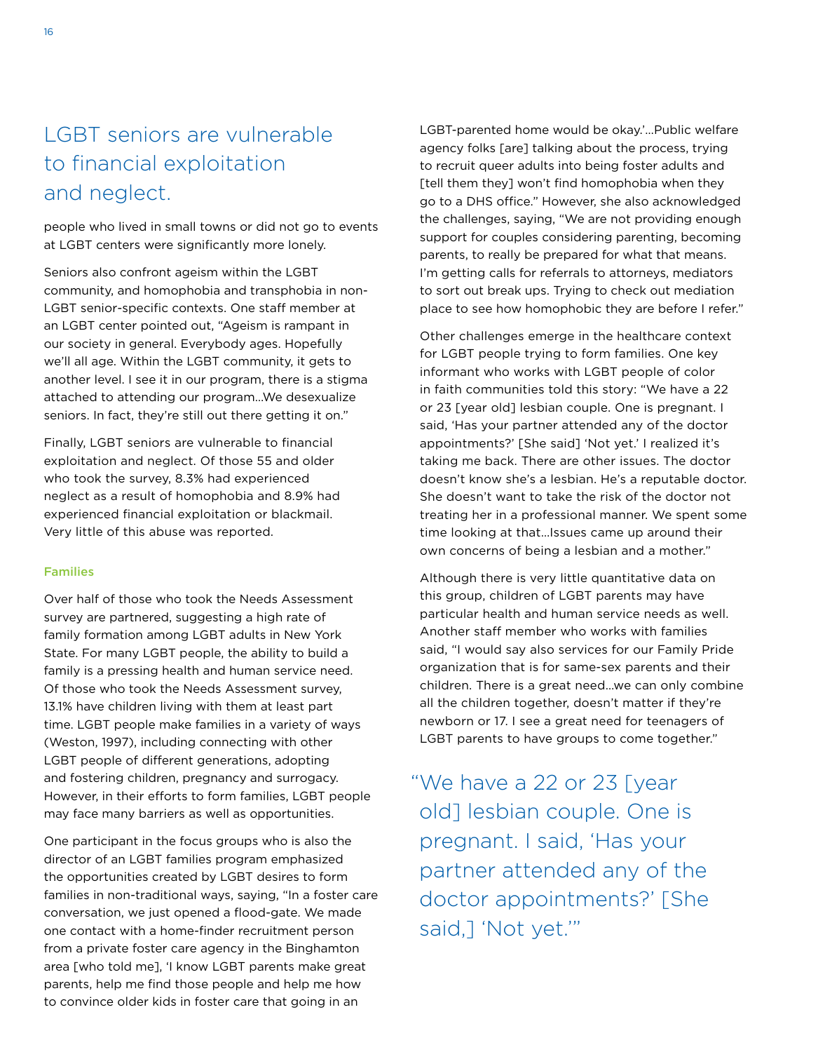## LGBT seniors are vulnerable to financial exploitation and neglect.

people who lived in small towns or did not go to events at LGBT centers were significantly more lonely.

Seniors also confront ageism within the LGBT community, and homophobia and transphobia in non-LGBT senior-specific contexts. One staff member at an LGBT center pointed out, "Ageism is rampant in our society in general. Everybody ages. Hopefully we'll all age. Within the LGBT community, it gets to another level. I see it in our program, there is a stigma attached to attending our program...We desexualize seniors. In fact, they're still out there getting it on."

Finally, LGBT seniors are vulnerable to financial exploitation and neglect. Of those 55 and older who took the survey, 8.3% had experienced neglect as a result of homophobia and 8.9% had experienced financial exploitation or blackmail. Very little of this abuse was reported.

### Families

Over half of those who took the Needs Assessment survey are partnered, suggesting a high rate of family formation among LGBT adults in New York State. For many LGBT people, the ability to build a family is a pressing health and human service need. Of those who took the Needs Assessment survey, 13.1% have children living with them at least part time. LGBT people make families in a variety of ways (Weston, 1997), including connecting with other LGBT people of different generations, adopting and fostering children, pregnancy and surrogacy. However, in their efforts to form families, LGBT people may face many barriers as well as opportunities.

One participant in the focus groups who is also the director of an LGBT families program emphasized the opportunities created by LGBT desires to form families in non-traditional ways, saying, "In a foster care conversation, we just opened a flood-gate. We made one contact with a home-finder recruitment person from a private foster care agency in the Binghamton area [who told me], 'I know LGBT parents make great parents, help me find those people and help me how to convince older kids in foster care that going in an LGBT-parented home would be okay.'...Public welfare agency folks [are] talking about the process, trying to recruit queer adults into being foster adults and [tell them they] won't find homophobia when they go to a DHS office." However, she also acknowledged the challenges, saying, "We are not providing enough support for couples considering parenting, becoming parents, to really be prepared for what that means. I'm getting calls for referrals to attorneys, mediators to sort out break ups. Trying to check out mediation place to see how homophobic they are before I refer."

Other challenges emerge in the healthcare context for LGBT people trying to form families. One key informant who works with LGBT people of color in faith communities told this story: "We have a 22 or 23 [year old] lesbian couple. One is pregnant. I said, 'Has your partner attended any of the doctor appointments?' [She said] 'Not yet.' I realized it's taking me back. There are other issues. The doctor doesn't know she's a lesbian. He's a reputable doctor. She doesn't want to take the risk of the doctor not treating her in a professional manner. We spent some time looking at that...Issues came up around their own concerns of being a lesbian and a mother."

Although there is very little quantitative data on this group, children of LGBT parents may have particular health and human service needs as well. Another staff member who works with families said, "I would say also services for our Family Pride organization that is for same-sex parents and their children. There is a great need...we can only combine all the children together, doesn't matter if they're newborn or 17. I see a great need for teenagers of LGBT parents to have groups to come together."

> "We have a 22 or 23 [year old] lesbian couple. One is pregnant. I said, 'Has your partner attended any of the doctor appointments?' [She said,] 'Not yet.'"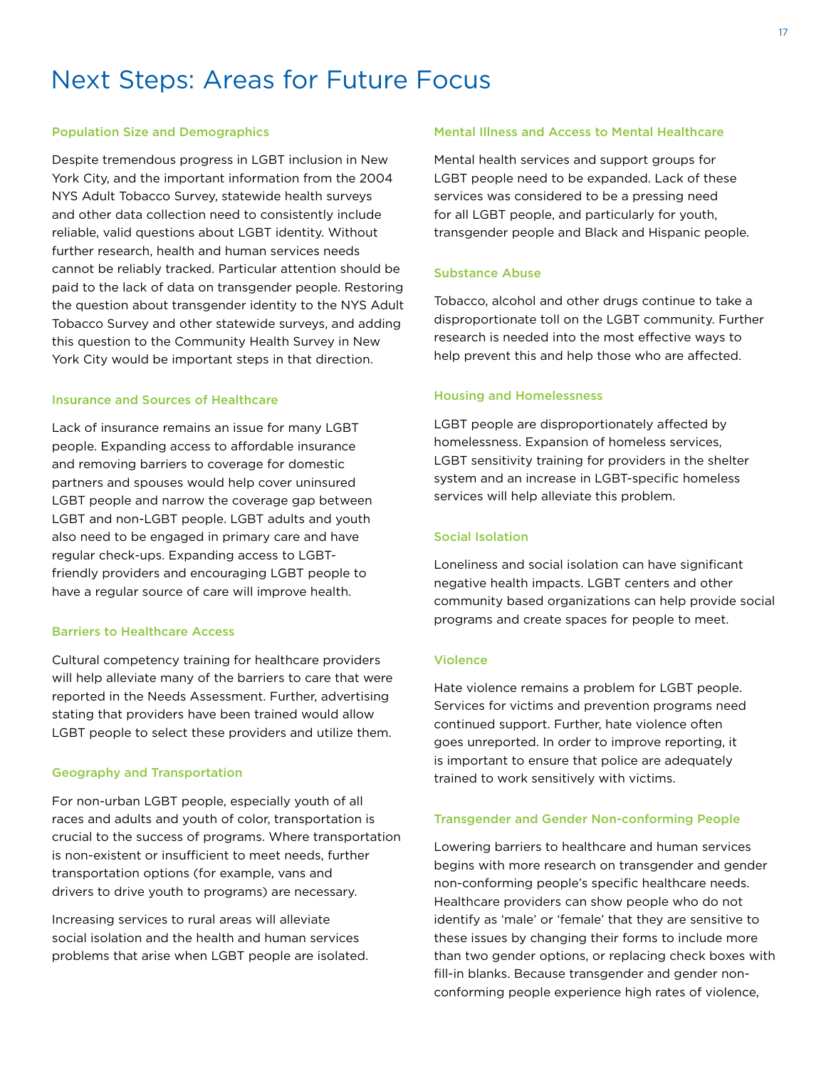# Next Steps: Areas for Future Focus

### Population Size and Demographics

Despite tremendous progress in LGBT inclusion in New York City, and the important information from the 2004 NYS Adult Tobacco Survey, statewide health surveys and other data collection need to consistently include reliable, valid questions about LGBT identity. Without further research, health and human services needs cannot be reliably tracked. Particular attention should be paid to the lack of data on transgender people. Restoring the question about transgender identity to the NYS Adult Tobacco Survey and other statewide surveys, and adding this question to the Community Health Survey in New York City would be important steps in that direction.

### Insurance and Sources of Healthcare

Lack of insurance remains an issue for many LGBT people. Expanding access to affordable insurance and removing barriers to coverage for domestic partners and spouses would help cover uninsured LGBT people and narrow the coverage gap between LGBT and non-LGBT people. LGBT adults and youth also need to be engaged in primary care and have regular check-ups. Expanding access to LGBT-friendly providers and encouraging LGBT people to have a regular source of care will improve health.

### Barriers to Healthcare Access

Cultural competency training for healthcare providers will help alleviate many of the barriers to care that were reported in the Needs Assessment. Further, advertising stating that providers have been trained would allow LGBT people to select these providers and utilize them.

### Geography and Transportation

For non-urban LGBT people, especially youth of all races and adults and youth of color, transportation is crucial to the success of programs. Where transportation is non-existent or insufficient to meet needs, further transportation options (for example, vans and drivers to drive youth to programs) are necessary.

Increasing services to rural areas will alleviate social isolation and the health and human services problems that arise when LGBT people are isolated.

### Mental Illness and Access to Mental Healthcare

Mental health services and support groups for LGBT people need to be expanded. Lack of these services was considered to be a pressing need for all LGBT people, and particularly for youth, transgender people and Black and Hispanic people.

### Substance Abuse

Tobacco, alcohol and other drugs continue to take a disproportionate toll on the LGBT community. Further research is needed into the most effective ways to help prevent this and help those who are affected.

### Housing and Homelessness

LGBT people are disproportionately affected by homelessness. Expansion of homeless services, LGBT sensitivity training for providers in the shelter system and an increase in LGBT-specific homeless services will help alleviate this problem.

### Social Isolation

Loneliness and social isolation can have significant negative health impacts. LGBT centers and other community based organizations can help provide social programs and create spaces for people to meet.

### Violence

Hate violence remains a problem for LGBT people. Services for victims and prevention programs need continued support. Further, hate violence often goes unreported. In order to improve reporting, it is important to ensure that police are adequately trained to work sensitively with victims.

### Transgender and Gender Non-conforming People

Lowering barriers to healthcare and human services begins with more research on transgender and gender non-conforming people's specific healthcare needs. Healthcare providers can show people who do not identify as 'male' or 'female' that they are sensitive to these issues by changing their forms to include more than two gender options, or replacing check boxes with fill-in blanks. Because transgender and gender non-conforming people experience high rates of violence,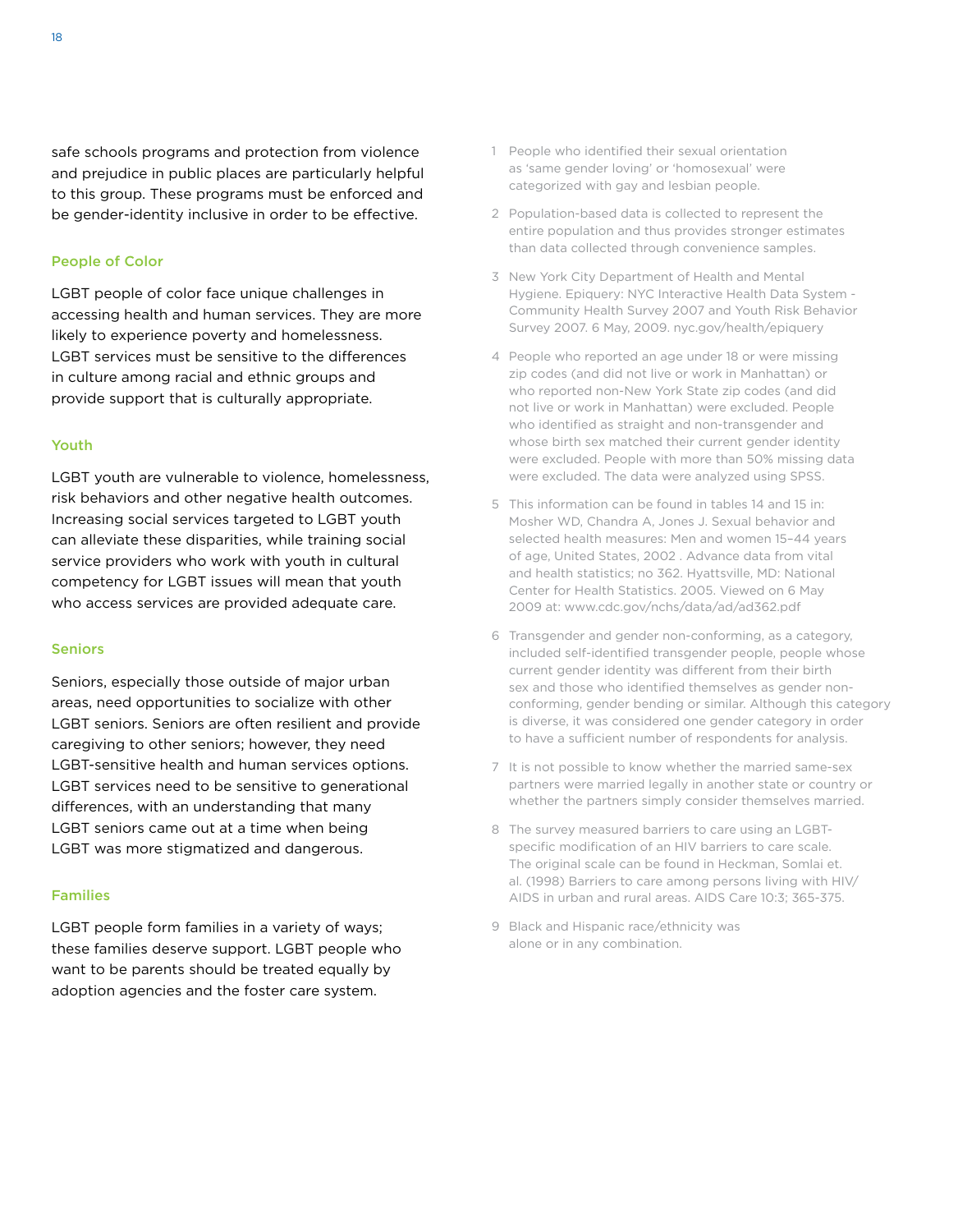safe schools programs and protection from violence and prejudice in public places are particularly helpful to this group. These programs must be enforced and be gender-identity inclusive in order to be effective.

### People of Color

LGBT people of color face unique challenges in accessing health and human services. They are more likely to experience poverty and homelessness. LGBT services must be sensitive to the differences in culture among racial and ethnic groups and provide support that is culturally appropriate.

### Youth

LGBT youth are vulnerable to violence, homelessness, risk behaviors and other negative health outcomes. Increasing social services targeted to LGBT youth can alleviate these disparities, while training social service providers who work with youth in cultural competency for LGBT issues will mean that youth who access services are provided adequate care.

### Seniors

Seniors, especially those outside of major urban areas, need opportunities to socialize with other LGBT seniors. Seniors are often resilient and provide caregiving to other seniors; however, they need LGBT-sensitive health and human services options. LGBT services need to be sensitive to generational differences, with an understanding that many LGBT seniors came out at a time when being LGBT was more stigmatized and dangerous.

### Families

LGBT people form families in a variety of ways; these families deserve support. LGBT people who want to be parents should be treated equally by adoption agencies and the foster care system.

1 People who identified their sexual orientation as 'same gender loving' or 'homosexual' were categorized with gay and lesbian people.

2 Population-based data is collected to represent the entire population and thus provides stronger estimates than data collected through convenience samples.

3 New York City Department of Health and Mental Hygiene. Epiquery: NYC Interactive Health Data System - Community Health Survey 2007 and Youth Risk Behavior Survey 2007. 6 May, 2009. nyc.gov/health/epiquery

4 People who reported an age under 18 or were missing zip codes (and did not live or work in Manhattan) or who reported non-New York State zip codes (and did not live or work in Manhattan) were excluded. People who identified as straight and non-transgender and whose birth sex matched their current gender identity were excluded. People with more than 50% missing data were excluded. The data were analyzed using SPSS.

5 This information can be found in tables 14 and 15 in: Mosher WD, Chandra A, Jones J. Sexual behavior and selected health measures: Men and women 15–44 years of age, United States, 2002 . Advance data from vital and health statistics; no 362. Hyattsville, MD: National Center for Health Statistics. 2005. Viewed on 6 May 2009 at: www.cdc.gov/nchs/data/ad/ad362.pdf

6 Transgender and gender non-conforming, as a category, included self-identified transgender people, people whose current gender identity was different from their birth sex and those who identified themselves as gender non-conforming, gender bending or similar. Although this category is diverse, it was considered one gender category in order to have a sufficient number of respondents for analysis.

7 It is not possible to know whether the married same-sex partners were married legally in another state or country or whether the partners simply consider themselves married.

8 The survey measured barriers to care using an LGBT-specific modification of an HIV barriers to care scale. The original scale can be found in Heckman, Somlai et. al. (1998) Barriers to care among persons living with HIV/AIDS in urban and rural areas. AIDS Care 10:3; 365-375.

9 Black and Hispanic race/ethnicity was alone or in any combination.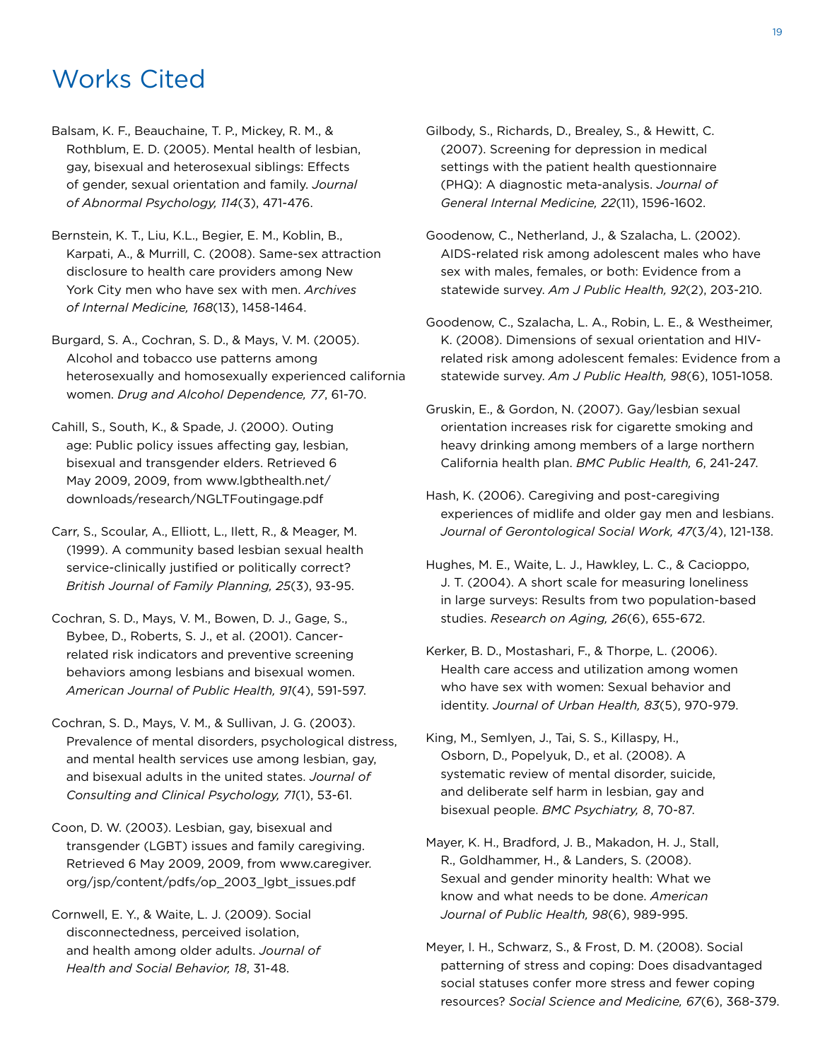# Works Cited

Balsam, K. F., Beauchaine, T. P., Mickey, R. M., & Rothblum, E. D. (2005). Mental health of lesbian, gay, bisexual and heterosexual siblings: Effects of gender, sexual orientation and family. *Journal of Abnormal Psychology, 114*(3), 471-476.

Bernstein, K. T., Liu, K.L., Begier, E. M., Koblin, B., Karpati, A., & Murrill, C. (2008). Same-sex attraction disclosure to health care providers among New York City men who have sex with men. *Archives of Internal Medicine, 168*(13), 1458-1464.

Burgard, S. A., Cochran, S. D., & Mays, V. M. (2005). Alcohol and tobacco use patterns among heterosexually and homosexually experienced california women. *Drug and Alcohol Dependence, 77*, 61-70.

Cahill, S., South, K., & Spade, J. (2000). Outing age: Public policy issues affecting gay, lesbian, bisexual and transgender elders. Retrieved 6 May 2009, 2009, from www.lgbthealth.net/downloads/research/NGLTFoutingage.pdf

Carr, S., Scoular, A., Elliott, L., Ilett, R., & Meager, M. (1999). A community based lesbian sexual health service-clinically justified or politically correct? *British Journal of Family Planning, 25*(3), 93-95.

Cochran, S. D., Mays, V. M., Bowen, D. J., Gage, S., Bybee, D., Roberts, S. J., et al. (2001). Cancer-related risk indicators and preventive screening behaviors among lesbians and bisexual women. *American Journal of Public Health, 91*(4), 591-597.

Cochran, S. D., Mays, V. M., & Sullivan, J. G. (2003). Prevalence of mental disorders, psychological distress, and mental health services use among lesbian, gay, and bisexual adults in the united states. *Journal of Consulting and Clinical Psychology, 71*(1), 53-61.

Coon, D. W. (2003). Lesbian, gay, bisexual and transgender (LGBT) issues and family caregiving. Retrieved 6 May 2009, 2009, from www.caregiver.org/jsp/content/pdfs/op_2003_lgbt_issues.pdf

Cornwell, E. Y., & Waite, L. J. (2009). Social disconnectedness, perceived isolation, and health among older adults. *Journal of Health and Social Behavior, 18*, 31-48.

Gilbody, S., Richards, D., Brealey, S., & Hewitt, C. (2007). Screening for depression in medical settings with the patient health questionnaire (PHQ): A diagnostic meta-analysis. *Journal of General Internal Medicine, 22*(11), 1596-1602.

Goodenow, C., Netherland, J., & Szalacha, L. (2002). AIDS-related risk among adolescent males who have sex with males, females, or both: Evidence from a statewide survey. *Am J Public Health, 92*(2), 203-210.

Goodenow, C., Szalacha, L. A., Robin, L. E., & Westheimer, K. (2008). Dimensions of sexual orientation and HIV-related risk among adolescent females: Evidence from a statewide survey. *Am J Public Health, 98*(6), 1051-1058.

Gruskin, E., & Gordon, N. (2007). Gay/lesbian sexual orientation increases risk for cigarette smoking and heavy drinking among members of a large northern California health plan. *BMC Public Health, 6*, 241-247.

Hash, K. (2006). Caregiving and post-caregiving experiences of midlife and older gay men and lesbians. *Journal of Gerontological Social Work, 47*(3/4), 121-138.

Hughes, M. E., Waite, L. J., Hawkley, L. C., & Cacioppo, J. T. (2004). A short scale for measuring loneliness in large surveys: Results from two population-based studies. *Research on Aging, 26*(6), 655-672.

Kerker, B. D., Mostashari, F., & Thorpe, L. (2006). Health care access and utilization among women who have sex with women: Sexual behavior and identity. *Journal of Urban Health, 83*(5), 970-979.

King, M., Semlyen, J., Tai, S. S., Killaspy, H., Osborn, D., Popelyuk, D., et al. (2008). A systematic review of mental disorder, suicide, and deliberate self harm in lesbian, gay and bisexual people. *BMC Psychiatry, 8*, 70-87.

Mayer, K. H., Bradford, J. B., Makadon, H. J., Stall, R., Goldhammer, H., & Landers, S. (2008). Sexual and gender minority health: What we know and what needs to be done. *American Journal of Public Health, 98*(6), 989-995.

Meyer, I. H., Schwarz, S., & Frost, D. M. (2008). Social patterning of stress and coping: Does disadvantaged social statuses confer more stress and fewer coping resources? *Social Science and Medicine, 67*(6), 368-379.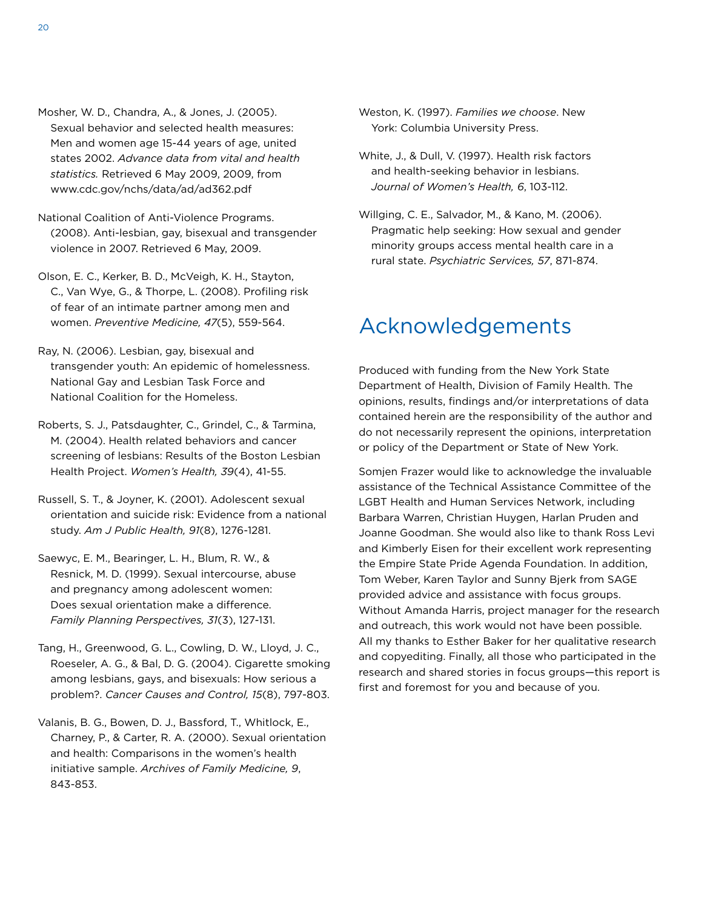Mosher, W. D., Chandra, A., & Jones, J. (2005). Sexual behavior and selected health measures: Men and women age 15-44 years of age, united states 2002. *Advance data from vital and health statistics.* Retrieved 6 May 2009, 2009, from www.cdc.gov/nchs/data/ad/ad362.pdf

National Coalition of Anti-Violence Programs. (2008). Anti-lesbian, gay, bisexual and transgender violence in 2007. Retrieved 6 May, 2009.

Olson, E. C., Kerker, B. D., McVeigh, K. H., Stayton, C., Van Wye, G., & Thorpe, L. (2008). Profiling risk of fear of an intimate partner among men and women. *Preventive Medicine, 47*(5), 559-564.

Ray, N. (2006). Lesbian, gay, bisexual and transgender youth: An epidemic of homelessness. National Gay and Lesbian Task Force and National Coalition for the Homeless.

Roberts, S. J., Patsdaughter, C., Grindel, C., & Tarmina, M. (2004). Health related behaviors and cancer screening of lesbians: Results of the Boston Lesbian Health Project. *Women's Health, 39*(4), 41-55.

Russell, S. T., & Joyner, K. (2001). Adolescent sexual orientation and suicide risk: Evidence from a national study. *Am J Public Health, 91*(8), 1276-1281.

Saewyc, E. M., Bearinger, L. H., Blum, R. W., & Resnick, M. D. (1999). Sexual intercourse, abuse and pregnancy among adolescent women: Does sexual orientation make a difference. *Family Planning Perspectives, 31*(3), 127-131.

Tang, H., Greenwood, G. L., Cowling, D. W., Lloyd, J. C., Roeseler, A. G., & Bal, D. G. (2004). Cigarette smoking among lesbians, gays, and bisexuals: How serious a problem?. *Cancer Causes and Control, 15*(8), 797-803.

Valanis, B. G., Bowen, D. J., Bassford, T., Whitlock, E., Charney, P., & Carter, R. A. (2000). Sexual orientation and health: Comparisons in the women's health initiative sample. *Archives of Family Medicine, 9*, 843-853.

Weston, K. (1997). *Families we choose*. New York: Columbia University Press.

White, J., & Dull, V. (1997). Health risk factors and health-seeking behavior in lesbians. *Journal of Women's Health, 6*, 103-112.

Willging, C. E., Salvador, M., & Kano, M. (2006). Pragmatic help seeking: How sexual and gender minority groups access mental health care in a rural state. *Psychiatric Services, 57*, 871-874.

# Acknowledgements

Produced with funding from the New York State Department of Health, Division of Family Health. The opinions, results, findings and/or interpretations of data contained herein are the responsibility of the author and do not necessarily represent the opinions, interpretation or policy of the Department or State of New York.

Somjen Frazer would like to acknowledge the invaluable assistance of the Technical Assistance Committee of the LGBT Health and Human Services Network, including Barbara Warren, Christian Huygen, Harlan Pruden and Joanne Goodman. She would also like to thank Ross Levi and Kimberly Eisen for their excellent work representing the Empire State Pride Agenda Foundation. In addition, Tom Weber, Karen Taylor and Sunny Bjerk from SAGE provided advice and assistance with focus groups. Without Amanda Harris, project manager for the research and outreach, this work would not have been possible. All my thanks to Esther Baker for her qualitative research and copyediting. Finally, all those who participated in the research and shared stories in focus groups—this report is first and foremost for you and because of you.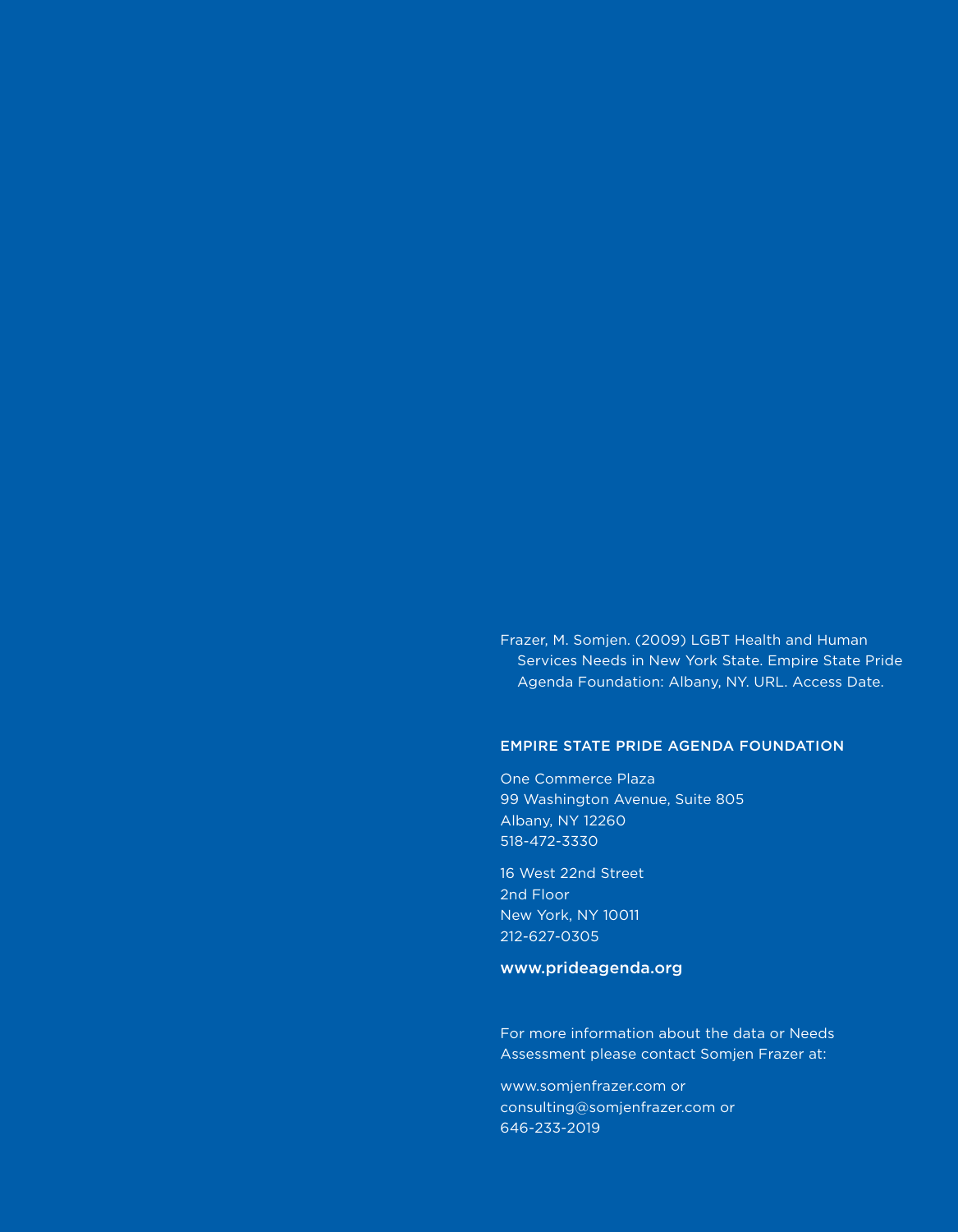Frazer, M. Somjen. (2009) LGBT Health and Human Services Needs in New York State. Empire State Pride Agenda Foundation: Albany, NY. URL. Access Date.

## EMPIRE STATE PRIDE AGENDA FOUNDATION

One Commerce Plaza
99 Washington Avenue, Suite 805
Albany, NY 12260
518-472-3330

16 West 22nd Street
2nd Floor
New York, NY 10011
212-627-0305

**www.prideagenda.org**

For more information about the data or Needs Assessment please contact Somjen Frazer at:

www.somjenfrazer.com or
consulting@somjenfrazer.com or
646-233-2019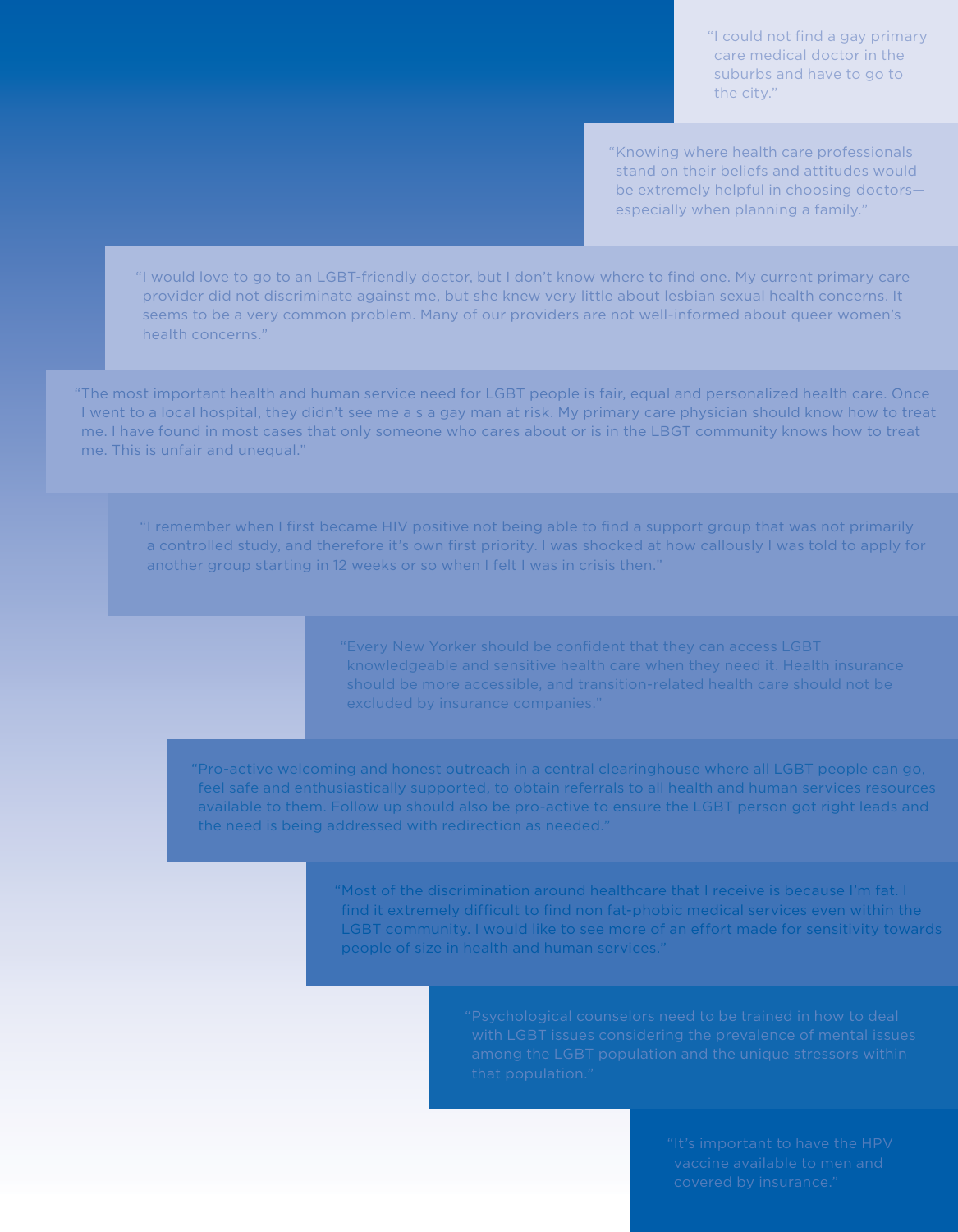"I could not find a gay primary care medical doctor in the suburbs and have to go to the city."

"Knowing where health care professionals stand on their beliefs and attitudes would be extremely helpful in choosing doctors—especially when planning a family."

"I would love to go to an LGBT-friendly doctor, but I don't know where to find one. My current primary care provider did not discriminate against me, but she knew very little about lesbian sexual health concerns. It seems to be a very common problem. Many of our providers are not well-informed about queer women's health concerns."

"The most important health and human service need for LGBT people is fair, equal and personalized health care. Once I went to a local hospital, they didn't see me a s a gay man at risk. My primary care physician should know how to treat me. I have found in most cases that only someone who cares about or is in the LBGT community knows how to treat me. This is unfair and unequal."

"I remember when I first became HIV positive not being able to find a support group that was not primarily a controlled study, and therefore it's own first priority. I was shocked at how callously I was told to apply for another group starting in 12 weeks or so when I felt I was in crisis then."

"Every New Yorker should be confident that they can access LGBT knowledgeable and sensitive health care when they need it. Health insurance should be more accessible, and transition-related health care should not be excluded by insurance companies."

"Pro-active welcoming and honest outreach in a central clearinghouse where all LGBT people can go, feel safe and enthusiastically supported, to obtain referrals to all health and human services resources available to them. Follow up should also be pro-active to ensure the LGBT person got right leads and the need is being addressed with redirection as needed."

"Most of the discrimination around healthcare that I receive is because I'm fat. I find it extremely difficult to find non fat-phobic medical services even within the LGBT community. I would like to see more of an effort made for sensitivity towards people of size in health and human services."

"Psychological counselors need to be trained in how to deal with LGBT issues considering the prevalence of mental issues among the LGBT population and the unique stressors within that population."

"It's important to have the HPV vaccine available to men and covered by insurance."